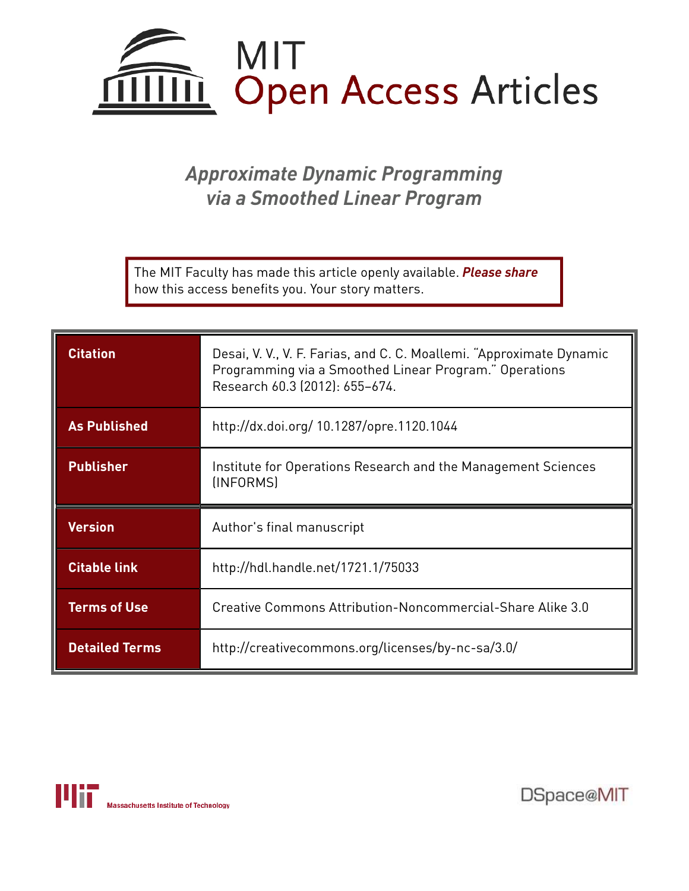MIT Open Access Articles

# *Approximate Dynamic Programming via a Smoothed Linear Program*

The MIT Faculty has made this article openly available. ***Please share*** how this access benefits you. Your story matters.

| | |
|---|---|
| **Citation** | Desai, V. V., V. F. Farias, and C. C. Moallemi. "Approximate Dynamic Programming via a Smoothed Linear Program." Operations Research 60.3 (2012): 655–674. |
| **As Published** | http://dx.doi.org/ 10.1287/opre.1120.1044 |
| **Publisher** | Institute for Operations Research and the Management Sciences (INFORMS) |
| **Version** | Author's final manuscript |
| **Citable link** | http://hdl.handle.net/1721.1/75033 |
| **Terms of Use** | Creative Commons Attribution-Noncommercial-Share Alike 3.0 |
| **Detailed Terms** | http://creativecommons.org/licenses/by-nc-sa/3.0/ |

Massachusetts Institute of Technology

DSpace@MIT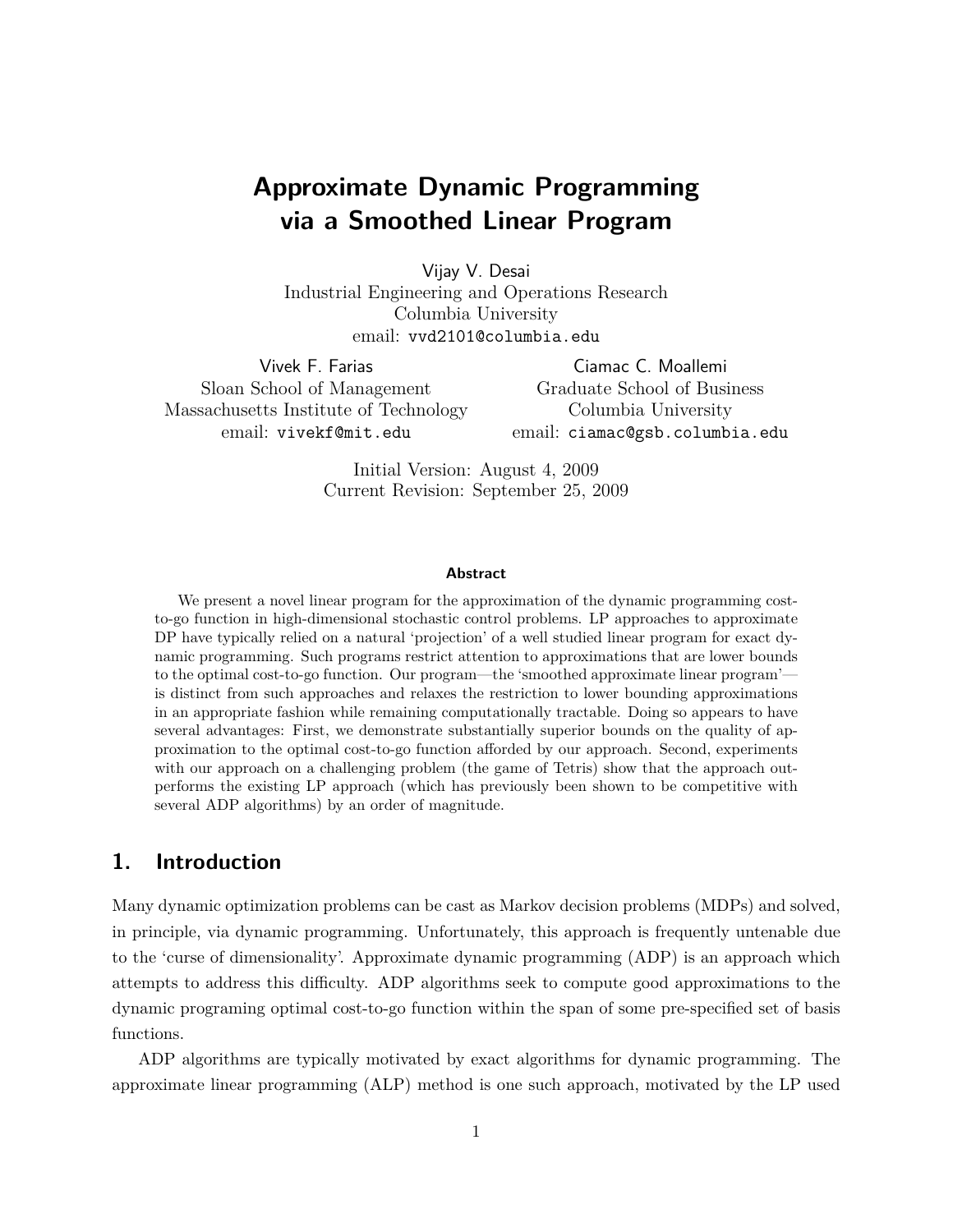# Approximate Dynamic Programming via a Smoothed Linear Program

Vijay V. Desai
Industrial Engineering and Operations Research
Columbia University
email: `vvd2101@columbia.edu`

Vivek F. Farias
Sloan School of Management
Massachusetts Institute of Technology
email: `vivekf@mit.edu`

Ciamac C. Moallemi
Graduate School of Business
Columbia University
email: `ciamac@gsb.columbia.edu`

Initial Version: August 4, 2009
Current Revision: September 25, 2009

### Abstract

We present a novel linear program for the approximation of the dynamic programming cost-to-go function in high-dimensional stochastic control problems. LP approaches to approximate DP have typically relied on a natural 'projection' of a well studied linear program for exact dynamic programming. Such programs restrict attention to approximations that are lower bounds to the optimal cost-to-go function. Our program—the 'smoothed approximate linear program'—is distinct from such approaches and relaxes the restriction to lower bounding approximations in an appropriate fashion while remaining computationally tractable. Doing so appears to have several advantages: First, we demonstrate substantially superior bounds on the quality of approximation to the optimal cost-to-go function afforded by our approach. Second, experiments with our approach on a challenging problem (the game of Tetris) show that the approach outperforms the existing LP approach (which has previously been shown to be competitive with several ADP algorithms) by an order of magnitude.

## 1. Introduction

Many dynamic optimization problems can be cast as Markov decision problems (MDPs) and solved, in principle, via dynamic programming. Unfortunately, this approach is frequently untenable due to the 'curse of dimensionality'. Approximate dynamic programming (ADP) is an approach which attempts to address this difficulty. ADP algorithms seek to compute good approximations to the dynamic programing optimal cost-to-go function within the span of some pre-specified set of basis functions.

ADP algorithms are typically motivated by exact algorithms for dynamic programming. The approximate linear programming (ALP) method is one such approach, motivated by the LP used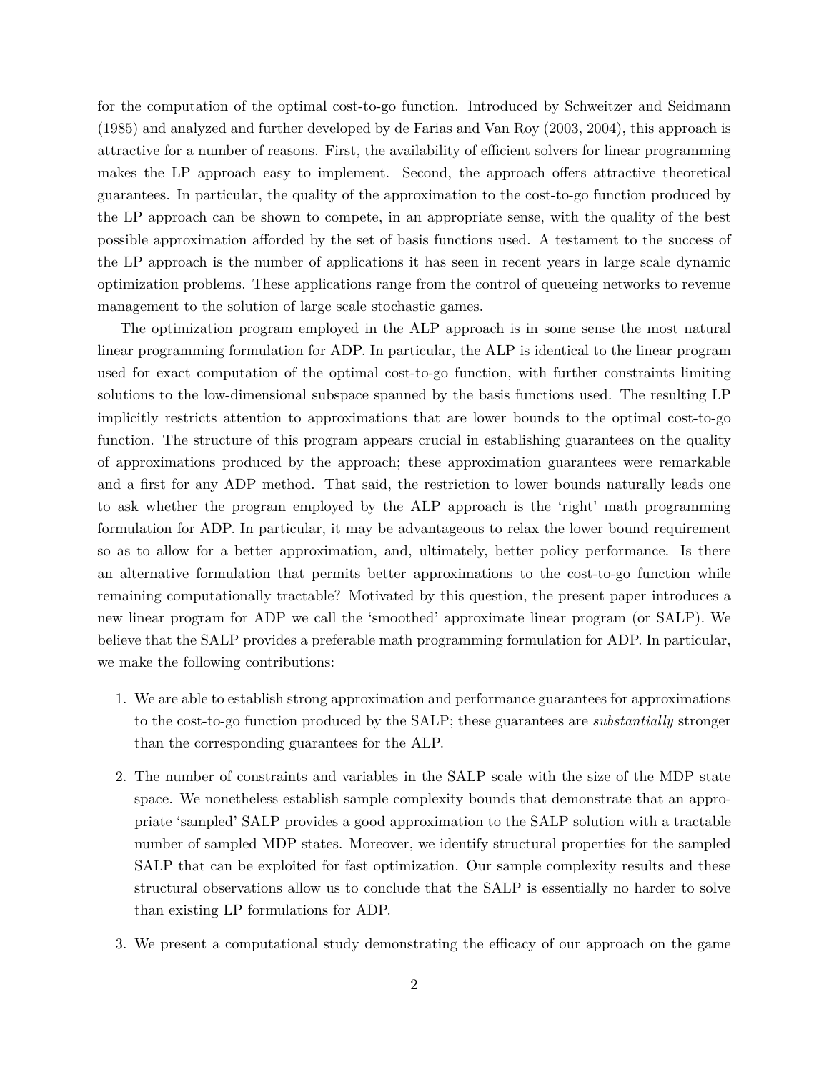for the computation of the optimal cost-to-go function. Introduced by Schweitzer and Seidmann (1985) and analyzed and further developed by de Farias and Van Roy (2003, 2004), this approach is attractive for a number of reasons. First, the availability of efficient solvers for linear programming makes the LP approach easy to implement. Second, the approach offers attractive theoretical guarantees. In particular, the quality of the approximation to the cost-to-go function produced by the LP approach can be shown to compete, in an appropriate sense, with the quality of the best possible approximation afforded by the set of basis functions used. A testament to the success of the LP approach is the number of applications it has seen in recent years in large scale dynamic optimization problems. These applications range from the control of queueing networks to revenue management to the solution of large scale stochastic games.

The optimization program employed in the ALP approach is in some sense the most natural linear programming formulation for ADP. In particular, the ALP is identical to the linear program used for exact computation of the optimal cost-to-go function, with further constraints limiting solutions to the low-dimensional subspace spanned by the basis functions used. The resulting LP implicitly restricts attention to approximations that are lower bounds to the optimal cost-to-go function. The structure of this program appears crucial in establishing guarantees on the quality of approximations produced by the approach; these approximation guarantees were remarkable and a first for any ADP method. That said, the restriction to lower bounds naturally leads one to ask whether the program employed by the ALP approach is the 'right' math programming formulation for ADP. In particular, it may be advantageous to relax the lower bound requirement so as to allow for a better approximation, and, ultimately, better policy performance. Is there an alternative formulation that permits better approximations to the cost-to-go function while remaining computationally tractable? Motivated by this question, the present paper introduces a new linear program for ADP we call the 'smoothed' approximate linear program (or SALP). We believe that the SALP provides a preferable math programming formulation for ADP. In particular, we make the following contributions:

1. We are able to establish strong approximation and performance guarantees for approximations to the cost-to-go function produced by the SALP; these guarantees are *substantially* stronger than the corresponding guarantees for the ALP.

2. The number of constraints and variables in the SALP scale with the size of the MDP state space. We nonetheless establish sample complexity bounds that demonstrate that an appropriate 'sampled' SALP provides a good approximation to the SALP solution with a tractable number of sampled MDP states. Moreover, we identify structural properties for the sampled SALP that can be exploited for fast optimization. Our sample complexity results and these structural observations allow us to conclude that the SALP is essentially no harder to solve than existing LP formulations for ADP.

3. We present a computational study demonstrating the efficacy of our approach on the game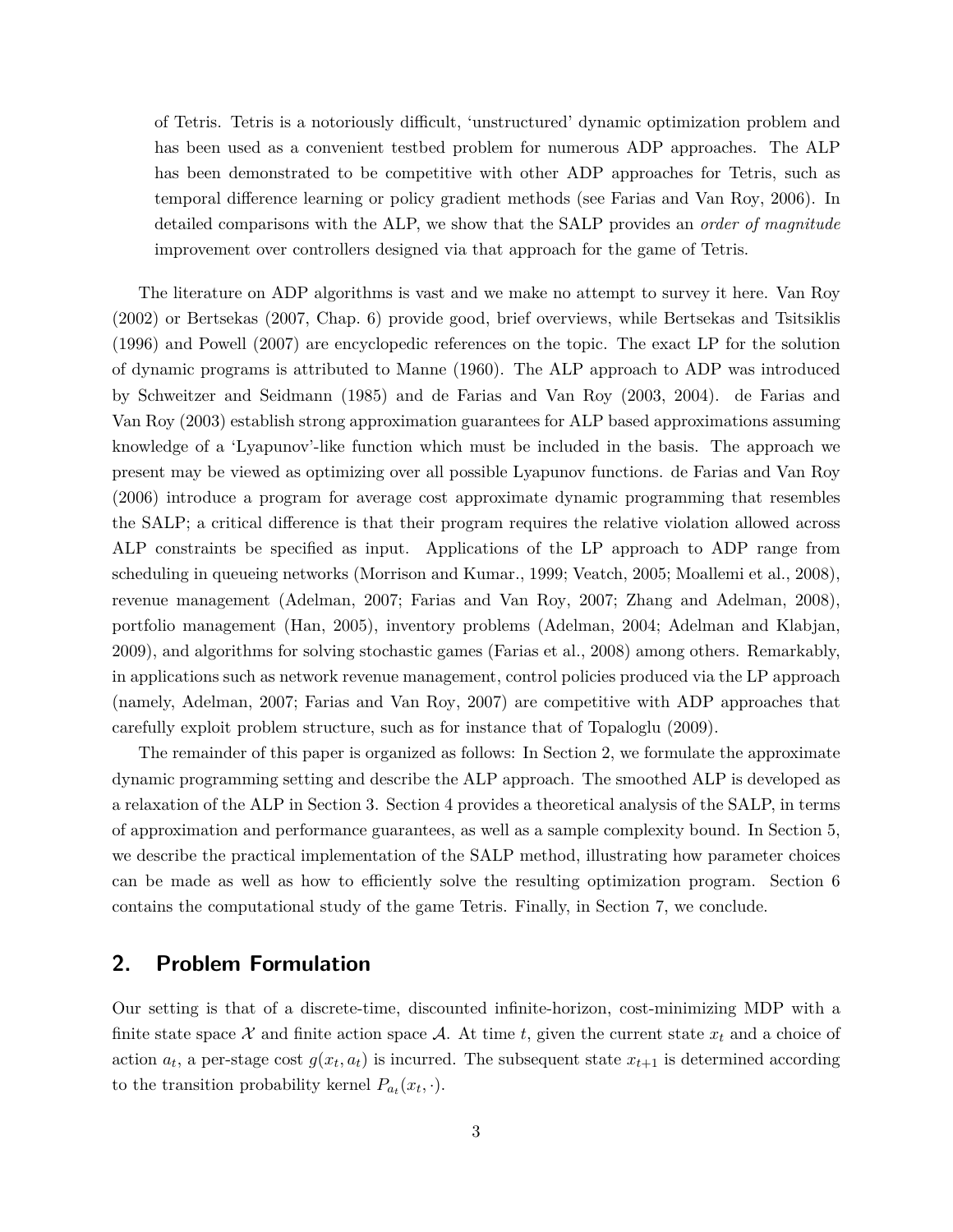of Tetris. Tetris is a notoriously difficult, 'unstructured' dynamic optimization problem and has been used as a convenient testbed problem for numerous ADP approaches. The ALP has been demonstrated to be competitive with other ADP approaches for Tetris, such as temporal difference learning or policy gradient methods (see Farias and Van Roy, 2006). In detailed comparisons with the ALP, we show that the SALP provides an *order of magnitude* improvement over controllers designed via that approach for the game of Tetris.

The literature on ADP algorithms is vast and we make no attempt to survey it here. Van Roy (2002) or Bertsekas (2007, Chap. 6) provide good, brief overviews, while Bertsekas and Tsitsiklis (1996) and Powell (2007) are encyclopedic references on the topic. The exact LP for the solution of dynamic programs is attributed to Manne (1960). The ALP approach to ADP was introduced by Schweitzer and Seidmann (1985) and de Farias and Van Roy (2003, 2004). de Farias and Van Roy (2003) establish strong approximation guarantees for ALP based approximations assuming knowledge of a 'Lyapunov'-like function which must be included in the basis. The approach we present may be viewed as optimizing over all possible Lyapunov functions. de Farias and Van Roy (2006) introduce a program for average cost approximate dynamic programming that resembles the SALP; a critical difference is that their program requires the relative violation allowed across ALP constraints be specified as input. Applications of the LP approach to ADP range from scheduling in queueing networks (Morrison and Kumar., 1999; Veatch, 2005; Moallemi et al., 2008), revenue management (Adelman, 2007; Farias and Van Roy, 2007; Zhang and Adelman, 2008), portfolio management (Han, 2005), inventory problems (Adelman, 2004; Adelman and Klabjan, 2009), and algorithms for solving stochastic games (Farias et al., 2008) among others. Remarkably, in applications such as network revenue management, control policies produced via the LP approach (namely, Adelman, 2007; Farias and Van Roy, 2007) are competitive with ADP approaches that carefully exploit problem structure, such as for instance that of Topaloglu (2009).

The remainder of this paper is organized as follows: In Section 2, we formulate the approximate dynamic programming setting and describe the ALP approach. The smoothed ALP is developed as a relaxation of the ALP in Section 3. Section 4 provides a theoretical analysis of the SALP, in terms of approximation and performance guarantees, as well as a sample complexity bound. In Section 5, we describe the practical implementation of the SALP method, illustrating how parameter choices can be made as well as how to efficiently solve the resulting optimization program. Section 6 contains the computational study of the game Tetris. Finally, in Section 7, we conclude.

## 2. Problem Formulation

Our setting is that of a discrete-time, discounted infinite-horizon, cost-minimizing MDP with a finite state space $\mathcal{X}$ and finite action space $\mathcal{A}$. At time $t$, given the current state $x_t$ and a choice of action $a_t$, a per-stage cost $g(x_t, a_t)$ is incurred. The subsequent state $x_{t+1}$ is determined according to the transition probability kernel $P_{a_t}(x_t, \cdot)$.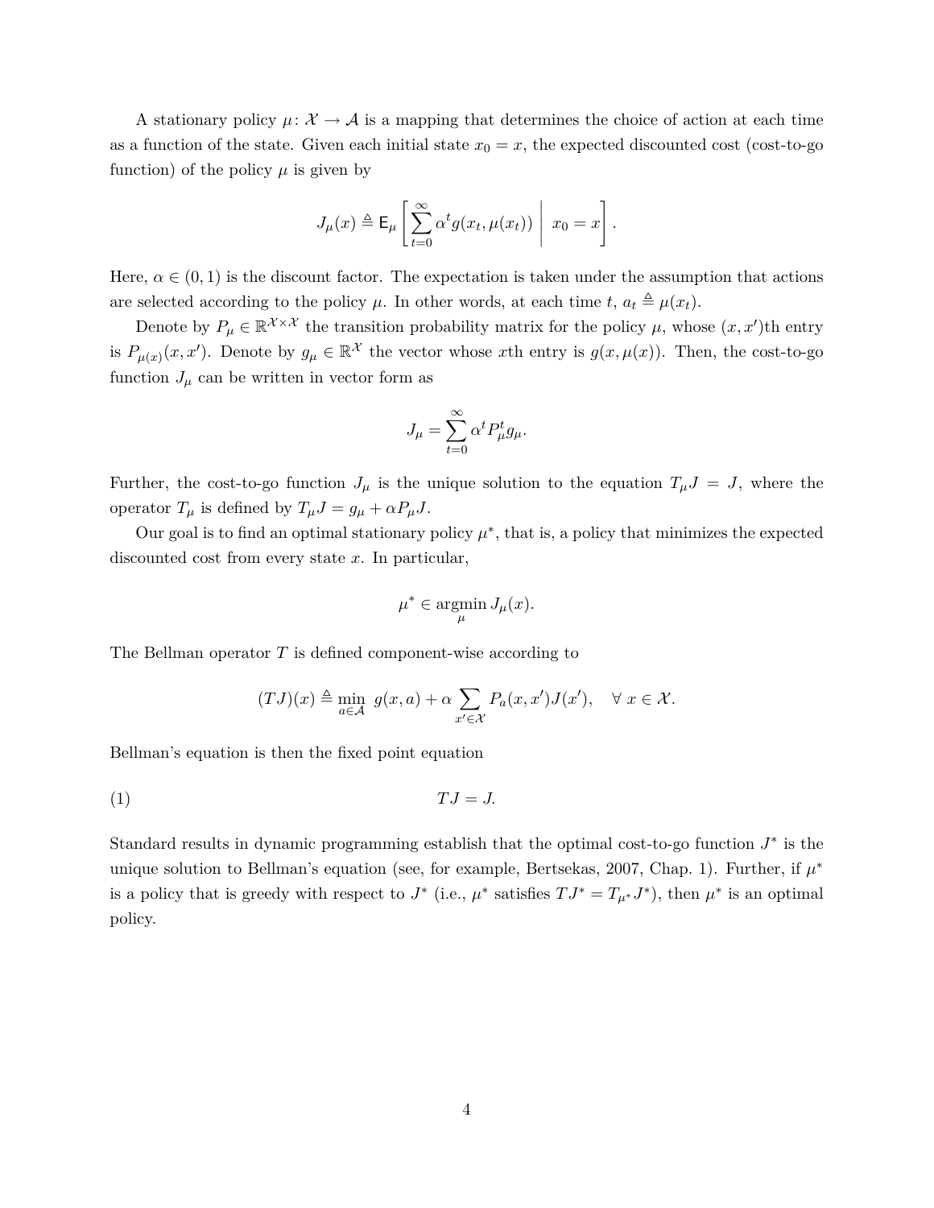A stationary policy $\mu\colon \mathcal{X} \to \mathcal{A}$ is a mapping that determines the choice of action at each time as a function of the state. Given each initial state $x_0 = x$, the expected discounted cost (cost-to-go function) of the policy $\mu$ is given by

$$J_\mu(x) \triangleq \mathsf{E}_\mu \left[ \sum_{t=0}^{\infty} \alpha^t g(x_t, \mu(x_t)) \;\middle|\; x_0 = x \right].$$

Here, $\alpha \in (0, 1)$ is the discount factor. The expectation is taken under the assumption that actions are selected according to the policy $\mu$. In other words, at each time $t$, $a_t \triangleq \mu(x_t)$.

Denote by $P_\mu \in \mathbb{R}^{\mathcal{X} \times \mathcal{X}}$ the transition probability matrix for the policy $\mu$, whose $(x, x')$th entry is $P_{\mu(x)}(x, x')$. Denote by $g_\mu \in \mathbb{R}^{\mathcal{X}}$ the vector whose $x$th entry is $g(x, \mu(x))$. Then, the cost-to-go function $J_\mu$ can be written in vector form as

$$J_\mu = \sum_{t=0}^{\infty} \alpha^t P_\mu^t g_\mu.$$

Further, the cost-to-go function $J_\mu$ is the unique solution to the equation $T_\mu J = J$, where the operator $T_\mu$ is defined by $T_\mu J = g_\mu + \alpha P_\mu J$.

Our goal is to find an optimal stationary policy $\mu^*$, that is, a policy that minimizes the expected discounted cost from every state $x$. In particular,

$$\mu^* \in \operatorname*{argmin}_{\mu} J_\mu(x).$$

The Bellman operator $T$ is defined component-wise according to

$$(TJ)(x) \triangleq \min_{a \in \mathcal{A}} \; g(x, a) + \alpha \sum_{x' \in \mathcal{X}} P_a(x, x') J(x'), \quad \forall\; x \in \mathcal{X}.$$

Bellman's equation is then the fixed point equation

$$TJ = J. \tag{1}$$

Standard results in dynamic programming establish that the optimal cost-to-go function $J^*$ is the unique solution to Bellman's equation (see, for example, Bertsekas, 2007, Chap. 1). Further, if $\mu^*$ is a policy that is greedy with respect to $J^*$ (i.e., $\mu^*$ satisfies $TJ^* = T_{\mu^*} J^*$), then $\mu^*$ is an optimal policy.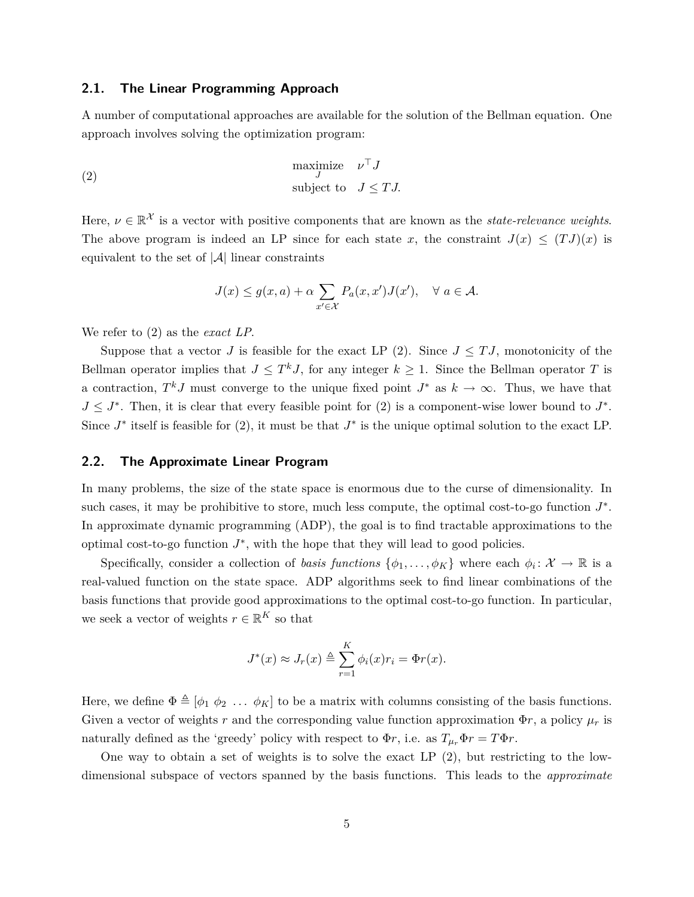### 2.1. The Linear Programming Approach

A number of computational approaches are available for the solution of the Bellman equation. One approach involves solving the optimization program:

$$
\begin{aligned}
& \underset{J}{\text{maximize}} \quad \nu^\top J \\
& \text{subject to} \quad J \leq TJ.
\end{aligned}
\tag{2}
$$

Here, $\nu \in \mathbb{R}^{\mathcal{X}}$ is a vector with positive components that are known as the *state-relevance weights*. The above program is indeed an LP since for each state $x$, the constraint $J(x) \leq (TJ)(x)$ is equivalent to the set of $|\mathcal{A}|$ linear constraints

$$
J(x) \leq g(x,a) + \alpha \sum_{x' \in \mathcal{X}} P_a(x,x') J(x'), \quad \forall\ a \in \mathcal{A}.
$$

We refer to (2) as the *exact LP*.

Suppose that a vector $J$ is feasible for the exact LP (2). Since $J \leq TJ$, monotonicity of the Bellman operator implies that $J \leq T^k J$, for any integer $k \geq 1$. Since the Bellman operator $T$ is a contraction, $T^k J$ must converge to the unique fixed point $J^*$ as $k \to \infty$. Thus, we have that $J \leq J^*$. Then, it is clear that every feasible point for (2) is a component-wise lower bound to $J^*$. Since $J^*$ itself is feasible for (2), it must be that $J^*$ is the unique optimal solution to the exact LP.

### 2.2. The Approximate Linear Program

In many problems, the size of the state space is enormous due to the curse of dimensionality. In such cases, it may be prohibitive to store, much less compute, the optimal cost-to-go function $J^*$. In approximate dynamic programming (ADP), the goal is to find tractable approximations to the optimal cost-to-go function $J^*$, with the hope that they will lead to good policies.

Specifically, consider a collection of *basis functions* $\{\phi_1, \ldots, \phi_K\}$ where each $\phi_i \colon \mathcal{X} \to \mathbb{R}$ is a real-valued function on the state space. ADP algorithms seek to find linear combinations of the basis functions that provide good approximations to the optimal cost-to-go function. In particular, we seek a vector of weights $r \in \mathbb{R}^K$ so that

$$
J^*(x) \approx J_r(x) \triangleq \sum_{r=1}^{K} \phi_i(x) r_i = \Phi r(x).
$$

Here, we define $\Phi \triangleq [\phi_1\ \phi_2\ \ldots\ \phi_K]$ to be a matrix with columns consisting of the basis functions. Given a vector of weights $r$ and the corresponding value function approximation $\Phi r$, a policy $\mu_r$ is naturally defined as the 'greedy' policy with respect to $\Phi r$, i.e. as $T_{\mu_r} \Phi r = T \Phi r$.

One way to obtain a set of weights is to solve the exact LP (2), but restricting to the low-dimensional subspace of vectors spanned by the basis functions. This leads to the *approximate*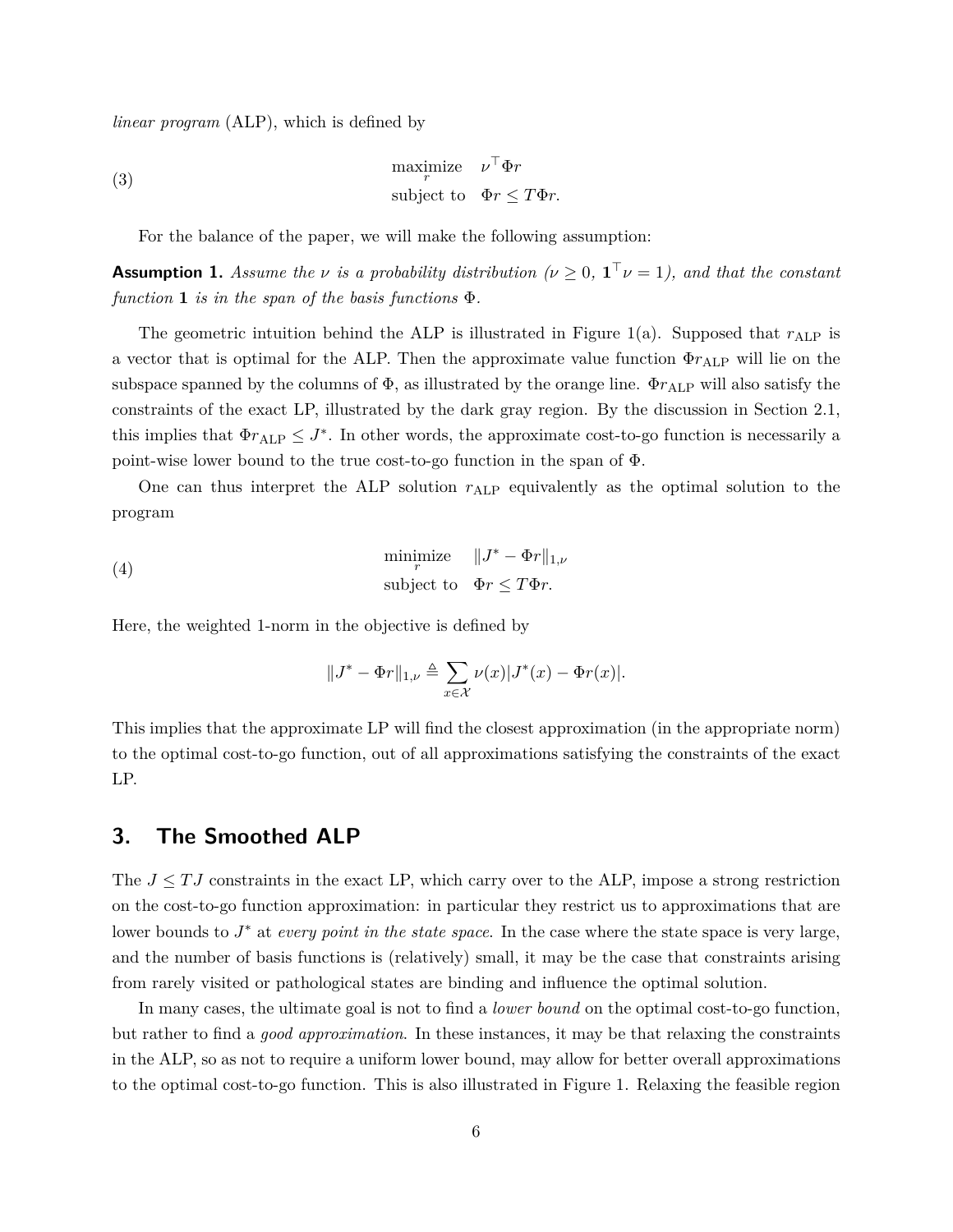*linear program* (ALP), which is defined by

$$
\begin{array}{ll}
\underset{r}{\text{maximize}} & \nu^\top \Phi r \\
\text{subject to} & \Phi r \leq T\Phi r.
\end{array}
\tag{3}
$$

For the balance of the paper, we will make the following assumption:

**Assumption 1.** *Assume the $\nu$ is a probability distribution ($\nu \geq 0$, $\mathbf{1}^\top \nu = 1$), and that the constant function $\mathbf{1}$ is in the span of the basis functions $\Phi$.*

The geometric intuition behind the ALP is illustrated in Figure 1(a). Supposed that $r_{\text{ALP}}$ is a vector that is optimal for the ALP. Then the approximate value function $\Phi r_{\text{ALP}}$ will lie on the subspace spanned by the columns of $\Phi$, as illustrated by the orange line. $\Phi r_{\text{ALP}}$ will also satisfy the constraints of the exact LP, illustrated by the dark gray region. By the discussion in Section 2.1, this implies that $\Phi r_{\text{ALP}} \leq J^*$. In other words, the approximate cost-to-go function is necessarily a point-wise lower bound to the true cost-to-go function in the span of $\Phi$.

One can thus interpret the ALP solution $r_{\text{ALP}}$ equivalently as the optimal solution to the program

$$
\begin{array}{ll}
\underset{r}{\text{minimize}} & \|J^* - \Phi r\|_{1,\nu} \\
\text{subject to} & \Phi r \leq T\Phi r.
\end{array}
\tag{4}
$$

Here, the weighted 1-norm in the objective is defined by

$$
\|J^* - \Phi r\|_{1,\nu} \triangleq \sum_{x \in \mathcal{X}} \nu(x) |J^*(x) - \Phi r(x)|.
$$

This implies that the approximate LP will find the closest approximation (in the appropriate norm) to the optimal cost-to-go function, out of all approximations satisfying the constraints of the exact LP.

## 3. The Smoothed ALP

The $J \leq TJ$ constraints in the exact LP, which carry over to the ALP, impose a strong restriction on the cost-to-go function approximation: in particular they restrict us to approximations that are lower bounds to $J^*$ at *every point in the state space*. In the case where the state space is very large, and the number of basis functions is (relatively) small, it may be the case that constraints arising from rarely visited or pathological states are binding and influence the optimal solution.

In many cases, the ultimate goal is not to find a *lower bound* on the optimal cost-to-go function, but rather to find a *good approximation*. In these instances, it may be that relaxing the constraints in the ALP, so as not to require a uniform lower bound, may allow for better overall approximations to the optimal cost-to-go function. This is also illustrated in Figure 1. Relaxing the feasible region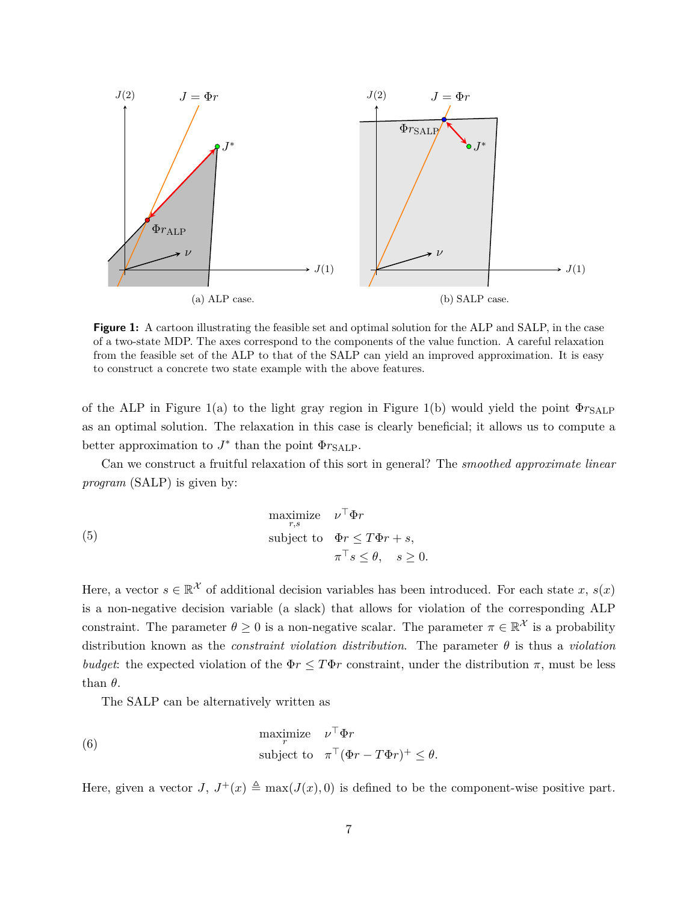**Figure 1:** A cartoon illustrating the feasible set and optimal solution for the ALP and SALP, in the case of a two-state MDP. The axes correspond to the components of the value function. A careful relaxation from the feasible set of the ALP to that of the SALP can yield an improved approximation. It is easy to construct a concrete two state example with the above features.

of the ALP in Figure 1(a) to the light gray region in Figure 1(b) would yield the point $\Phi r_{\text{SALP}}$ as an optimal solution. The relaxation in this case is clearly beneficial; it allows us to compute a better approximation to $J^*$ than the point $\Phi r_{\text{SALP}}$.

Can we construct a fruitful relaxation of this sort in general? The *smoothed approximate linear program* (SALP) is given by:

$$
\begin{array}{ll}
\underset{r,s}{\text{maximize}} & \nu^\top \Phi r \\
\text{subject to} & \Phi r \leq T\Phi r + s, \\
& \pi^\top s \leq \theta, \quad s \geq 0.
\end{array} \tag{5}
$$

Here, a vector $s \in \mathbb{R}^{\mathcal{X}}$ of additional decision variables has been introduced. For each state $x$, $s(x)$ is a non-negative decision variable (a slack) that allows for violation of the corresponding ALP constraint. The parameter $\theta \geq 0$ is a non-negative scalar. The parameter $\pi \in \mathbb{R}^{\mathcal{X}}$ is a probability distribution known as the *constraint violation distribution*. The parameter $\theta$ is thus a *violation budget*: the expected violation of the $\Phi r \leq T\Phi r$ constraint, under the distribution $\pi$, must be less than $\theta$.

The SALP can be alternatively written as

$$
\begin{array}{ll}
\underset{r}{\text{maximize}} & \nu^\top \Phi r \\
\text{subject to} & \pi^\top (\Phi r - T\Phi r)^+ \leq \theta.
\end{array} \tag{6}
$$

Here, given a vector $J$, $J^+(x) \triangleq \max(J(x), 0)$ is defined to be the component-wise positive part.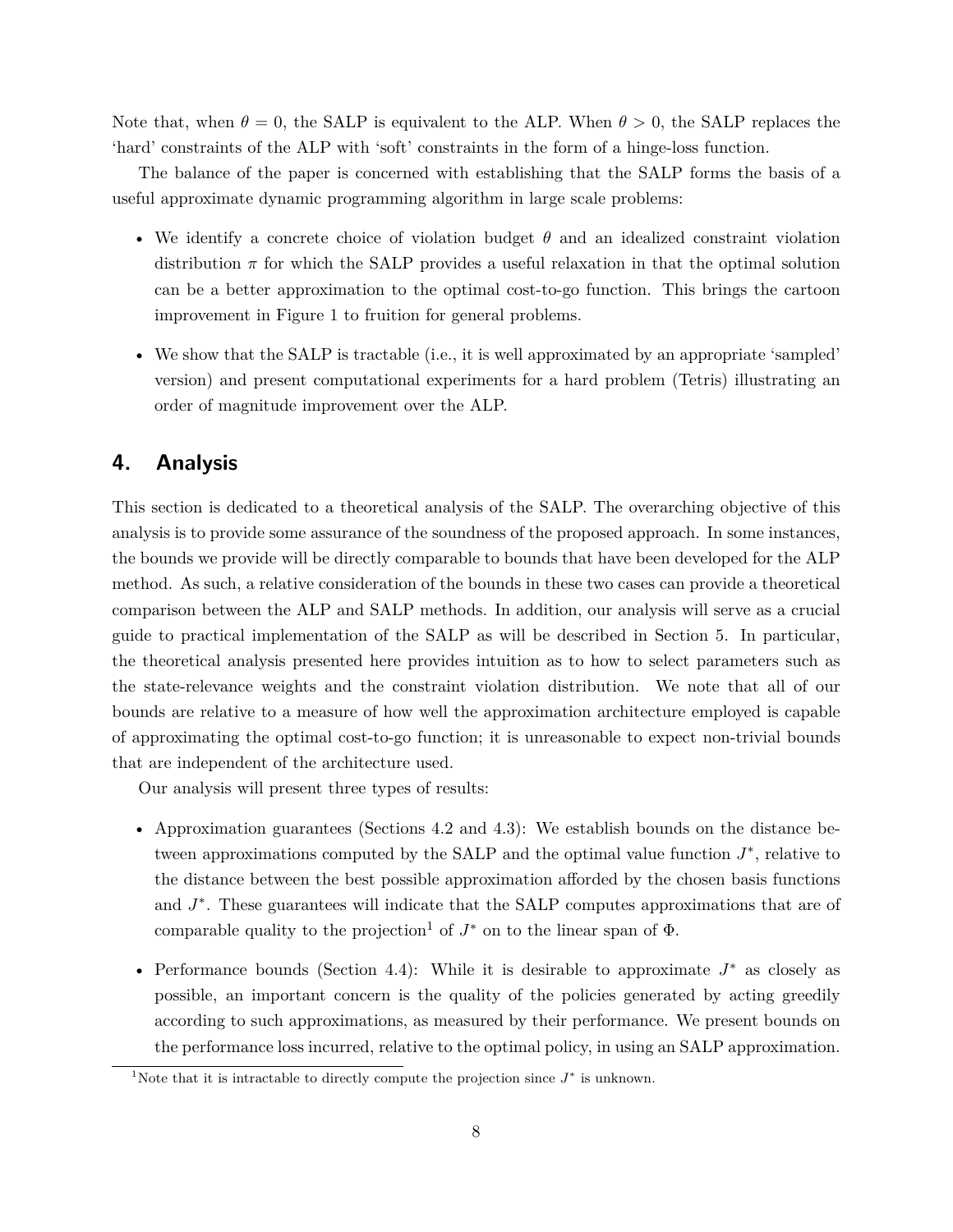Note that, when $\theta = 0$, the SALP is equivalent to the ALP. When $\theta > 0$, the SALP replaces the 'hard' constraints of the ALP with 'soft' constraints in the form of a hinge-loss function.

The balance of the paper is concerned with establishing that the SALP forms the basis of a useful approximate dynamic programming algorithm in large scale problems:

- We identify a concrete choice of violation budget $\theta$ and an idealized constraint violation distribution $\pi$ for which the SALP provides a useful relaxation in that the optimal solution can be a better approximation to the optimal cost-to-go function. This brings the cartoon improvement in Figure 1 to fruition for general problems.
- We show that the SALP is tractable (i.e., it is well approximated by an appropriate 'sampled' version) and present computational experiments for a hard problem (Tetris) illustrating an order of magnitude improvement over the ALP.

## 4. Analysis

This section is dedicated to a theoretical analysis of the SALP. The overarching objective of this analysis is to provide some assurance of the soundness of the proposed approach. In some instances, the bounds we provide will be directly comparable to bounds that have been developed for the ALP method. As such, a relative consideration of the bounds in these two cases can provide a theoretical comparison between the ALP and SALP methods. In addition, our analysis will serve as a crucial guide to practical implementation of the SALP as will be described in Section 5. In particular, the theoretical analysis presented here provides intuition as to how to select parameters such as the state-relevance weights and the constraint violation distribution. We note that all of our bounds are relative to a measure of how well the approximation architecture employed is capable of approximating the optimal cost-to-go function; it is unreasonable to expect non-trivial bounds that are independent of the architecture used.

Our analysis will present three types of results:

- Approximation guarantees (Sections 4.2 and 4.3): We establish bounds on the distance between approximations computed by the SALP and the optimal value function $J^*$, relative to the distance between the best possible approximation afforded by the chosen basis functions and $J^*$. These guarantees will indicate that the SALP computes approximations that are of comparable quality to the projection[1] of $J^*$ on to the linear span of $\Phi$.
- Performance bounds (Section 4.4): While it is desirable to approximate $J^*$ as closely as possible, an important concern is the quality of the policies generated by acting greedily according to such approximations, as measured by their performance. We present bounds on the performance loss incurred, relative to the optimal policy, in using an SALP approximation.

[1] Note that it is intractable to directly compute the projection since $J^*$ is unknown.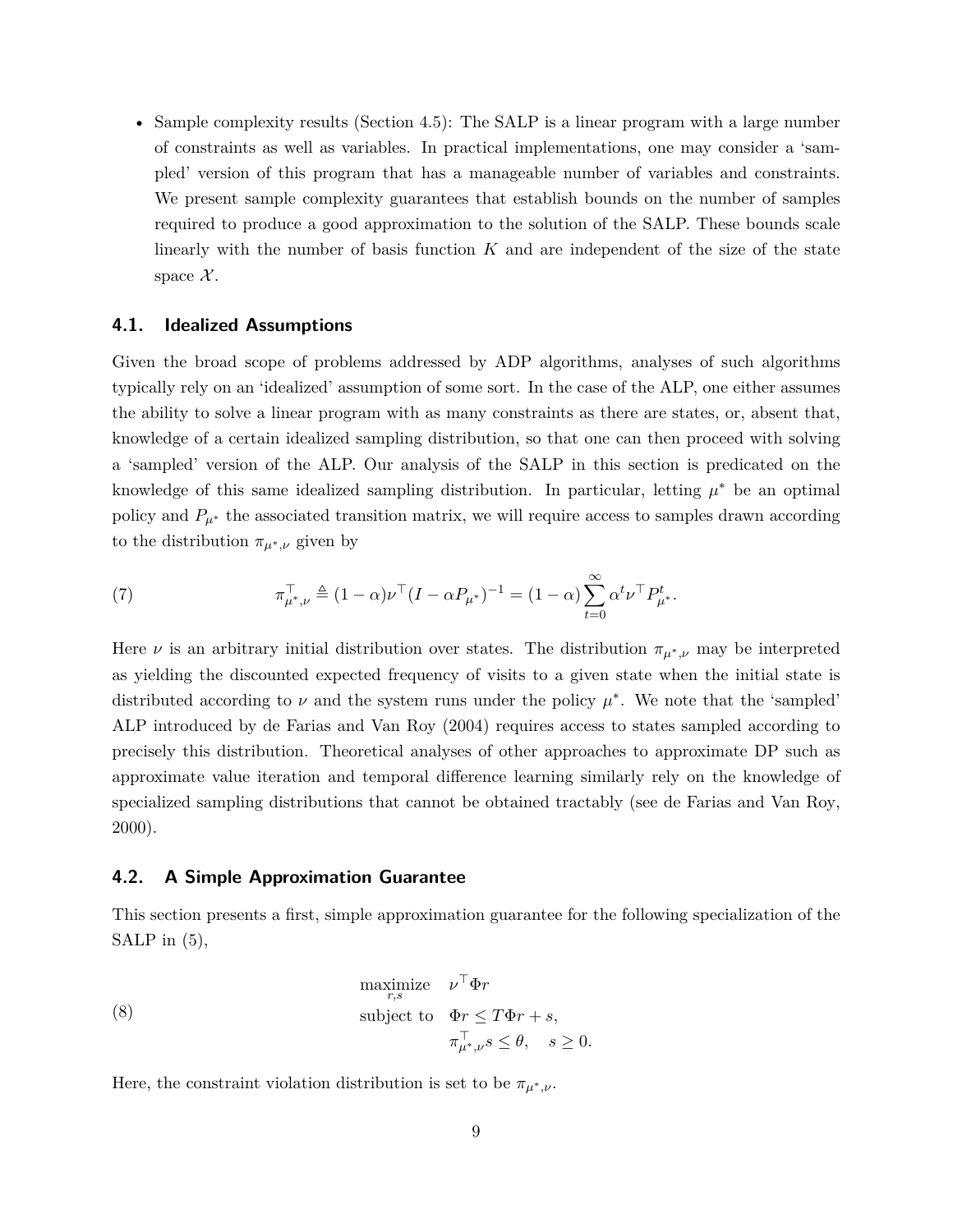- Sample complexity results (Section 4.5): The SALP is a linear program with a large number of constraints as well as variables. In practical implementations, one may consider a 'sampled' version of this program that has a manageable number of variables and constraints. We present sample complexity guarantees that establish bounds on the number of samples required to produce a good approximation to the solution of the SALP. These bounds scale linearly with the number of basis function $K$ and are independent of the size of the state space $\mathcal{X}$.

### 4.1. Idealized Assumptions

Given the broad scope of problems addressed by ADP algorithms, analyses of such algorithms typically rely on an 'idealized' assumption of some sort. In the case of the ALP, one either assumes the ability to solve a linear program with as many constraints as there are states, or, absent that, knowledge of a certain idealized sampling distribution, so that one can then proceed with solving a 'sampled' version of the ALP. Our analysis of the SALP in this section is predicated on the knowledge of this same idealized sampling distribution. In particular, letting $\mu^*$ be an optimal policy and $P_{\mu^*}$ the associated transition matrix, we will require access to samples drawn according to the distribution $\pi_{\mu^*,\nu}$ given by

$$\pi_{\mu^*,\nu}^\top \triangleq (1-\alpha)\nu^\top (I - \alpha P_{\mu^*})^{-1} = (1-\alpha)\sum_{t=0}^{\infty} \alpha^t \nu^\top P_{\mu^*}^t. \tag{7}$$

Here $\nu$ is an arbitrary initial distribution over states. The distribution $\pi_{\mu^*,\nu}$ may be interpreted as yielding the discounted expected frequency of visits to a given state when the initial state is distributed according to $\nu$ and the system runs under the policy $\mu^*$. We note that the 'sampled' ALP introduced by de Farias and Van Roy (2004) requires access to states sampled according to precisely this distribution. Theoretical analyses of other approaches to approximate DP such as approximate value iteration and temporal difference learning similarly rely on the knowledge of specialized sampling distributions that cannot be obtained tractably (see de Farias and Van Roy, 2000).

### 4.2. A Simple Approximation Guarantee

This section presents a first, simple approximation guarantee for the following specialization of the SALP in (5),

$$\begin{aligned}
\underset{r,s}{\text{maximize}} \quad & \nu^\top \Phi r \\
\text{subject to} \quad & \Phi r \leq T\Phi r + s, \\
& \pi_{\mu^*,\nu}^\top s \leq \theta, \quad s \geq 0.
\end{aligned} \tag{8}$$

Here, the constraint violation distribution is set to be $\pi_{\mu^*,\nu}$.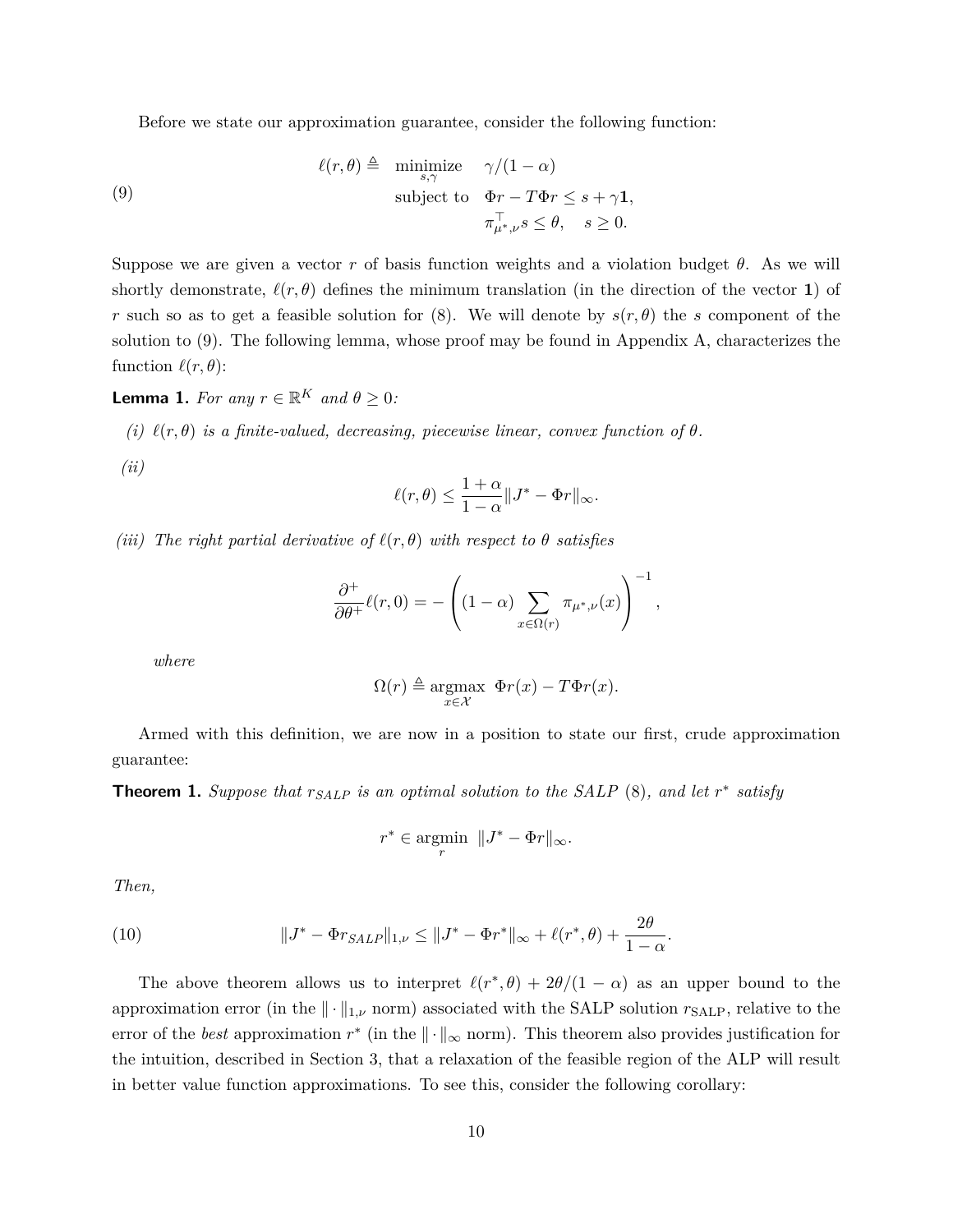Before we state our approximation guarantee, consider the following function:

$$
\tag{9}
\begin{aligned}
\ell(r,\theta) \triangleq \quad \underset{s,\gamma}{\text{minimize}} \quad & \gamma/(1-\alpha) \\
\text{subject to} \quad & \Phi r - T\Phi r \leq s + \gamma \mathbf{1}, \\
& \pi_{\mu^*,\nu}^\top s \leq \theta, \quad s \geq 0.
\end{aligned}
$$

Suppose we are given a vector $r$ of basis function weights and a violation budget $\theta$. As we will shortly demonstrate, $\ell(r,\theta)$ defines the minimum translation (in the direction of the vector $\mathbf{1}$) of $r$ such so as to get a feasible solution for (8). We will denote by $s(r,\theta)$ the $s$ component of the solution to (9). The following lemma, whose proof may be found in Appendix A, characterizes the function $\ell(r,\theta)$:

**Lemma 1.** *For any $r \in \mathbb{R}^K$ and $\theta \geq 0$:*

*(i) $\ell(r,\theta)$ is a finite-valued, decreasing, piecewise linear, convex function of $\theta$.*

*(ii)*

$$
\ell(r,\theta) \leq \frac{1+\alpha}{1-\alpha}\|J^* - \Phi r\|_\infty.
$$

*(iii) The right partial derivative of $\ell(r,\theta)$ with respect to $\theta$ satisfies*

$$
\frac{\partial^+}{\partial \theta^+}\ell(r,0) = -\left((1-\alpha)\sum_{x\in\Omega(r)} \pi_{\mu^*,\nu}(x)\right)^{-1},
$$

*where*

$$
\Omega(r) \triangleq \underset{x\in\mathcal{X}}{\operatorname{argmax}}\ \Phi r(x) - T\Phi r(x).
$$

Armed with this definition, we are now in a position to state our first, crude approximation guarantee:

**Theorem 1.** *Suppose that $r_{SALP}$ is an optimal solution to the SALP (8), and let $r^*$ satisfy*

$$
r^* \in \underset{r}{\operatorname{argmin}}\ \|J^* - \Phi r\|_\infty.
$$

*Then,*

$$
\tag{10}
\|J^* - \Phi r_{SALP}\|_{1,\nu} \leq \|J^* - \Phi r^*\|_\infty + \ell(r^*,\theta) + \frac{2\theta}{1-\alpha}.
$$

The above theorem allows us to interpret $\ell(r^*,\theta) + 2\theta/(1-\alpha)$ as an upper bound to the approximation error (in the $\|\cdot\|_{1,\nu}$ norm) associated with the SALP solution $r_{\text{SALP}}$, relative to the error of the *best* approximation $r^*$ (in the $\|\cdot\|_\infty$ norm). This theorem also provides justification for the intuition, described in Section 3, that a relaxation of the feasible region of the ALP will result in better value function approximations. To see this, consider the following corollary: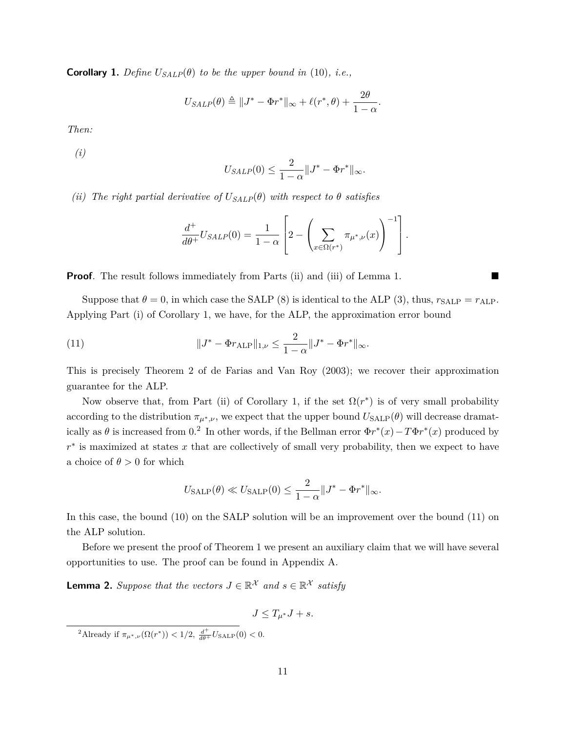**Corollary 1.** *Define $U_{SALP}(\theta)$ to be the upper bound in* (10)*, i.e.,*

$$U_{SALP}(\theta) \triangleq \|J^* - \Phi r^*\|_\infty + \ell(r^*, \theta) + \frac{2\theta}{1-\alpha}.$$

*Then:*

*(i)*

$$U_{SALP}(0) \leq \frac{2}{1-\alpha} \|J^* - \Phi r^*\|_\infty.$$

*(ii) The right partial derivative of $U_{SALP}(\theta)$ with respect to $\theta$ satisfies*

$$\frac{d^+}{d\theta^+} U_{SALP}(0) = \frac{1}{1-\alpha} \left[ 2 - \left( \sum_{x \in \Omega(r^*)} \pi_{\mu^*,\nu}(x) \right)^{-1} \right].$$

**Proof**. The result follows immediately from Parts (ii) and (iii) of Lemma 1. ∎

Suppose that $\theta = 0$, in which case the SALP (8) is identical to the ALP (3), thus, $r_{\text{SALP}} = r_{\text{ALP}}$. Applying Part (i) of Corollary 1, we have, for the ALP, the approximation error bound

$$\|J^* - \Phi r_{\text{ALP}}\|_{1,\nu} \leq \frac{2}{1-\alpha} \|J^* - \Phi r^*\|_\infty. \tag{11}$$

This is precisely Theorem 2 of de Farias and Van Roy (2003); we recover their approximation guarantee for the ALP.

Now observe that, from Part (ii) of Corollary 1, if the set $\Omega(r^*)$ is of very small probability according to the distribution $\pi_{\mu^*,\nu}$, we expect that the upper bound $U_{\text{SALP}}(\theta)$ will decrease dramatically as $\theta$ is increased from 0.[2] In other words, if the Bellman error $\Phi r^*(x) - T\Phi r^*(x)$ produced by $r^*$ is maximized at states $x$ that are collectively of small very probability, then we expect to have a choice of $\theta > 0$ for which

$$U_{\text{SALP}}(\theta) \ll U_{\text{SALP}}(0) \leq \frac{2}{1-\alpha} \|J^* - \Phi r^*\|_\infty.$$

In this case, the bound (10) on the SALP solution will be an improvement over the bound (11) on the ALP solution.

Before we present the proof of Theorem 1 we present an auxiliary claim that we will have several opportunities to use. The proof can be found in Appendix A.

**Lemma 2.** *Suppose that the vectors $J \in \mathbb{R}^{\mathcal{X}}$ and $s \in \mathbb{R}^{\mathcal{X}}$ satisfy*

$$J \leq T_{\mu^*} J + s.$$

[2] Already if $\pi_{\mu^*,\nu}(\Omega(r^*)) < 1/2$, $\frac{d^+}{d\theta^+} U_{\text{SALP}}(0) < 0$.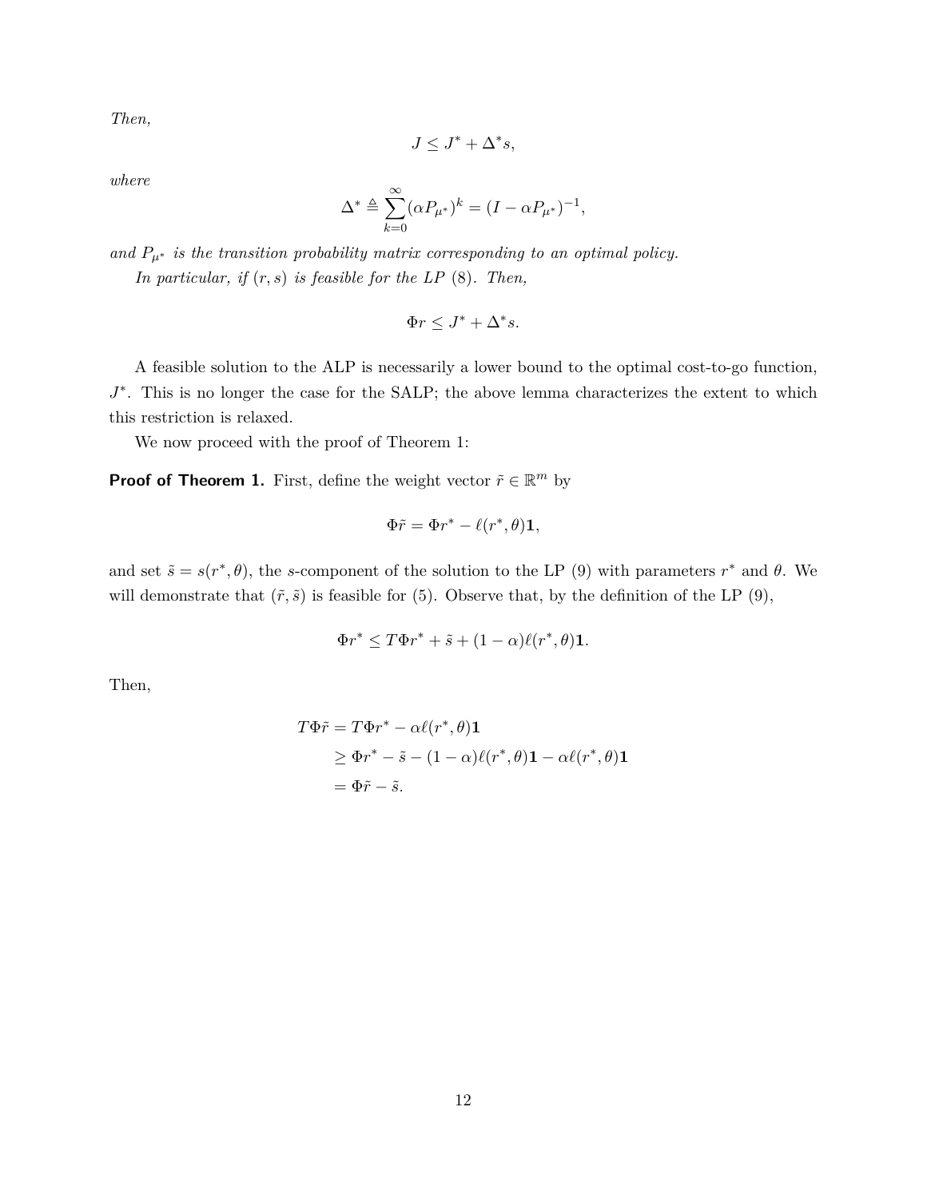*Then,*

$$J \leq J^* + \Delta^* s,$$

*where*

$$\Delta^* \triangleq \sum_{k=0}^{\infty} (\alpha P_{\mu^*})^k = (I - \alpha P_{\mu^*})^{-1},$$

*and $P_{\mu^*}$ is the transition probability matrix corresponding to an optimal policy.*

*In particular, if $(r, s)$ is feasible for the LP (8). Then,*

$$\Phi r \leq J^* + \Delta^* s.$$

A feasible solution to the ALP is necessarily a lower bound to the optimal cost-to-go function, $J^*$. This is no longer the case for the SALP; the above lemma characterizes the extent to which this restriction is relaxed.

We now proceed with the proof of Theorem 1:

**Proof of Theorem 1.** First, define the weight vector $\tilde{r} \in \mathbb{R}^m$ by

$$\Phi \tilde{r} = \Phi r^* - \ell(r^*, \theta)\mathbf{1},$$

and set $\tilde{s} = s(r^*, \theta)$, the $s$-component of the solution to the LP (9) with parameters $r^*$ and $\theta$. We will demonstrate that $(\tilde{r}, \tilde{s})$ is feasible for (5). Observe that, by the definition of the LP (9),

$$\Phi r^* \leq T\Phi r^* + \tilde{s} + (1 - \alpha)\ell(r^*, \theta)\mathbf{1}.$$

Then,

$$\begin{aligned}
T\Phi\tilde{r} &= T\Phi r^* - \alpha\ell(r^*, \theta)\mathbf{1} \\
&\geq \Phi r^* - \tilde{s} - (1 - \alpha)\ell(r^*, \theta)\mathbf{1} - \alpha\ell(r^*, \theta)\mathbf{1} \\
&= \Phi\tilde{r} - \tilde{s}.
\end{aligned}$$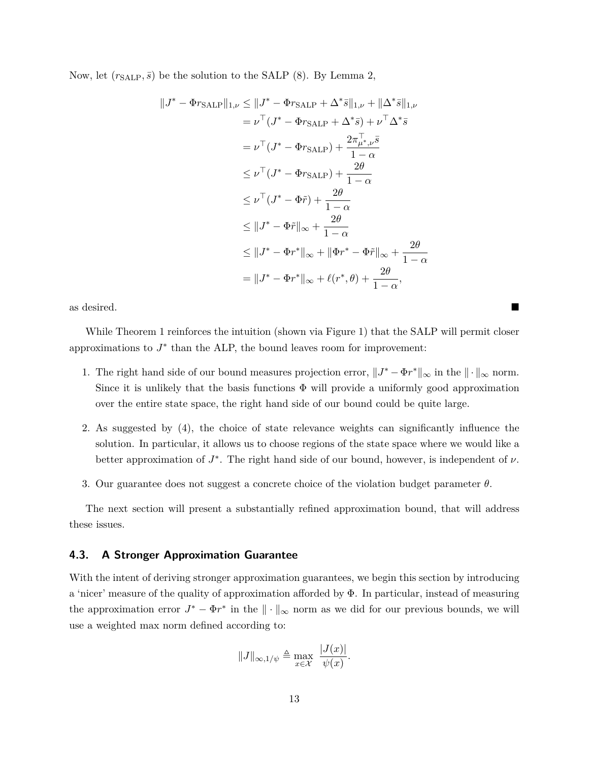Now, let $(r_{\text{SALP}}, \bar{s})$ be the solution to the SALP (8). By Lemma 2,

$$
\begin{aligned}
\|J^* - \Phi r_{\text{SALP}}\|_{1,\nu} &\leq \|J^* - \Phi r_{\text{SALP}} + \Delta^* \bar{s}\|_{1,\nu} + \|\Delta^* \bar{s}\|_{1,\nu} \\
&= \nu^\top (J^* - \Phi r_{\text{SALP}} + \Delta^* \bar{s}) + \nu^\top \Delta^* \bar{s} \\
&= \nu^\top (J^* - \Phi r_{\text{SALP}}) + \frac{2\pi_{\mu^*,\nu}^\top \bar{s}}{1-\alpha} \\
&\leq \nu^\top (J^* - \Phi r_{\text{SALP}}) + \frac{2\theta}{1-\alpha} \\
&\leq \nu^\top (J^* - \Phi \tilde{r}) + \frac{2\theta}{1-\alpha} \\
&\leq \|J^* - \Phi \tilde{r}\|_\infty + \frac{2\theta}{1-\alpha} \\
&\leq \|J^* - \Phi r^*\|_\infty + \|\Phi r^* - \Phi \tilde{r}\|_\infty + \frac{2\theta}{1-\alpha} \\
&= \|J^* - \Phi r^*\|_\infty + \ell(r^*, \theta) + \frac{2\theta}{1-\alpha},
\end{aligned}
$$

as desired. ■

While Theorem 1 reinforces the intuition (shown via Figure 1) that the SALP will permit closer approximations to $J^*$ than the ALP, the bound leaves room for improvement:

1. The right hand side of our bound measures projection error, $\|J^* - \Phi r^*\|_\infty$ in the $\|\cdot\|_\infty$ norm. Since it is unlikely that the basis functions $\Phi$ will provide a uniformly good approximation over the entire state space, the right hand side of our bound could be quite large.
2. As suggested by (4), the choice of state relevance weights can significantly influence the solution. In particular, it allows us to choose regions of the state space where we would like a better approximation of $J^*$. The right hand side of our bound, however, is independent of $\nu$.
3. Our guarantee does not suggest a concrete choice of the violation budget parameter $\theta$.

The next section will present a substantially refined approximation bound, that will address these issues.

### 4.3. A Stronger Approximation Guarantee

With the intent of deriving stronger approximation guarantees, we begin this section by introducing a 'nicer' measure of the quality of approximation afforded by $\Phi$. In particular, instead of measuring the approximation error $J^* - \Phi r^*$ in the $\|\cdot\|_\infty$ norm as we did for our previous bounds, we will use a weighted max norm defined according to:

$$
\|J\|_{\infty,1/\psi} \triangleq \max_{x \in \mathcal{X}} \frac{|J(x)|}{\psi(x)}.
$$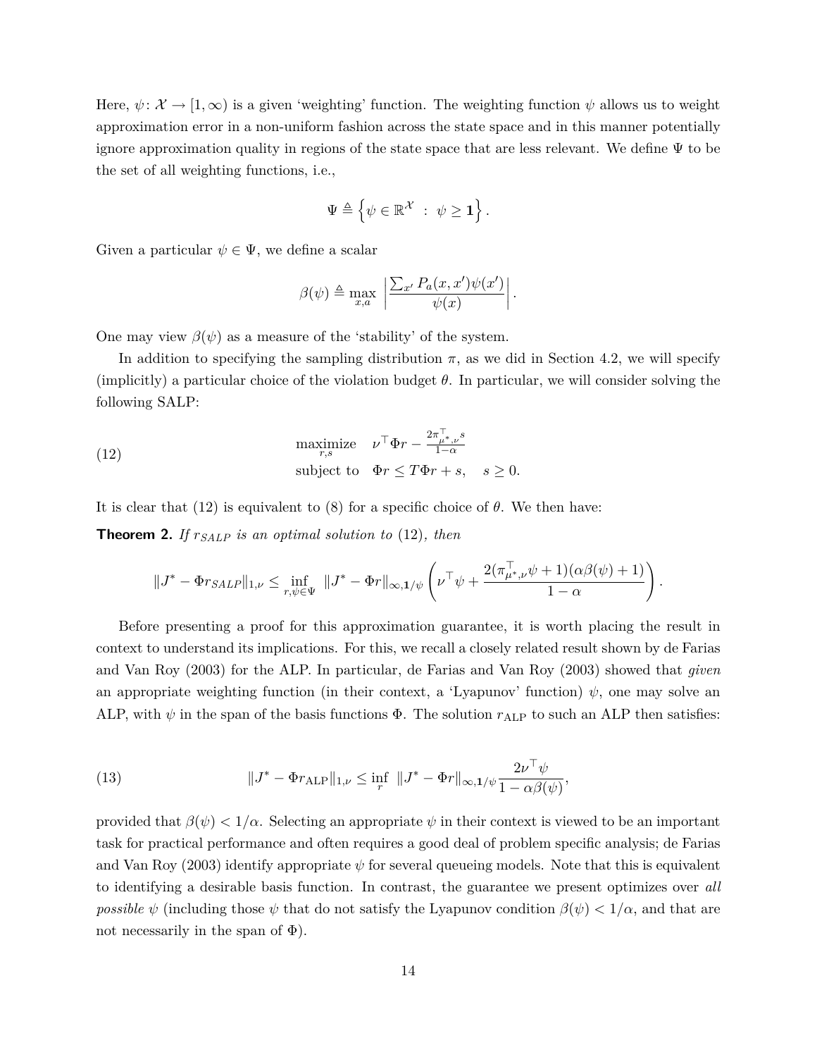Here, $\psi \colon \mathcal{X} \to [1, \infty)$ is a given 'weighting' function. The weighting function $\psi$ allows us to weight approximation error in a non-uniform fashion across the state space and in this manner potentially ignore approximation quality in regions of the state space that are less relevant. We define $\Psi$ to be the set of all weighting functions, i.e.,

$$\Psi \triangleq \left\{ \psi \in \mathbb{R}^{\mathcal{X}} \ : \ \psi \geq \mathbf{1} \right\}.$$

Given a particular $\psi \in \Psi$, we define a scalar

$$\beta(\psi) \triangleq \max_{x,a} \left| \frac{\sum_{x'} P_a(x, x')\psi(x')}{\psi(x)} \right|.$$

One may view $\beta(\psi)$ as a measure of the 'stability' of the system.

In addition to specifying the sampling distribution $\pi$, as we did in Section 4.2, we will specify (implicitly) a particular choice of the violation budget $\theta$. In particular, we will consider solving the following SALP:

$$\begin{aligned} &\underset{r,s}{\text{maximize}} \quad \nu^\top \Phi r - \frac{2\pi_{\mu^*,\nu}^\top s}{1-\alpha} \\ &\text{subject to} \quad \Phi r \leq T\Phi r + s, \quad s \geq 0. \end{aligned} \tag{12}$$

It is clear that (12) is equivalent to (8) for a specific choice of $\theta$. We then have:

**Theorem 2.** *If $r_{SALP}$ is an optimal solution to* (12)*, then*

$$\|J^* - \Phi r_{SALP}\|_{1,\nu} \leq \inf_{r, \psi \in \Psi} \ \|J^* - \Phi r\|_{\infty, \mathbf{1}/\psi} \left( \nu^\top \psi + \frac{2(\pi_{\mu^*,\nu}^\top \psi + 1)(\alpha\beta(\psi) + 1)}{1-\alpha} \right).$$

Before presenting a proof for this approximation guarantee, it is worth placing the result in context to understand its implications. For this, we recall a closely related result shown by de Farias and Van Roy (2003) for the ALP. In particular, de Farias and Van Roy (2003) showed that *given* an appropriate weighting function (in their context, a 'Lyapunov' function) $\psi$, one may solve an ALP, with $\psi$ in the span of the basis functions $\Phi$. The solution $r_{\text{ALP}}$ to such an ALP then satisfies:

$$\|J^* - \Phi r_{\text{ALP}}\|_{1,\nu} \leq \inf_{r} \ \|J^* - \Phi r\|_{\infty, \mathbf{1}/\psi} \frac{2\nu^\top \psi}{1 - \alpha\beta(\psi)}, \tag{13}$$

provided that $\beta(\psi) < 1/\alpha$. Selecting an appropriate $\psi$ in their context is viewed to be an important task for practical performance and often requires a good deal of problem specific analysis; de Farias and Van Roy (2003) identify appropriate $\psi$ for several queueing models. Note that this is equivalent to identifying a desirable basis function. In contrast, the guarantee we present optimizes over *all possible* $\psi$ (including those $\psi$ that do not satisfy the Lyapunov condition $\beta(\psi) < 1/\alpha$, and that are not necessarily in the span of $\Phi$).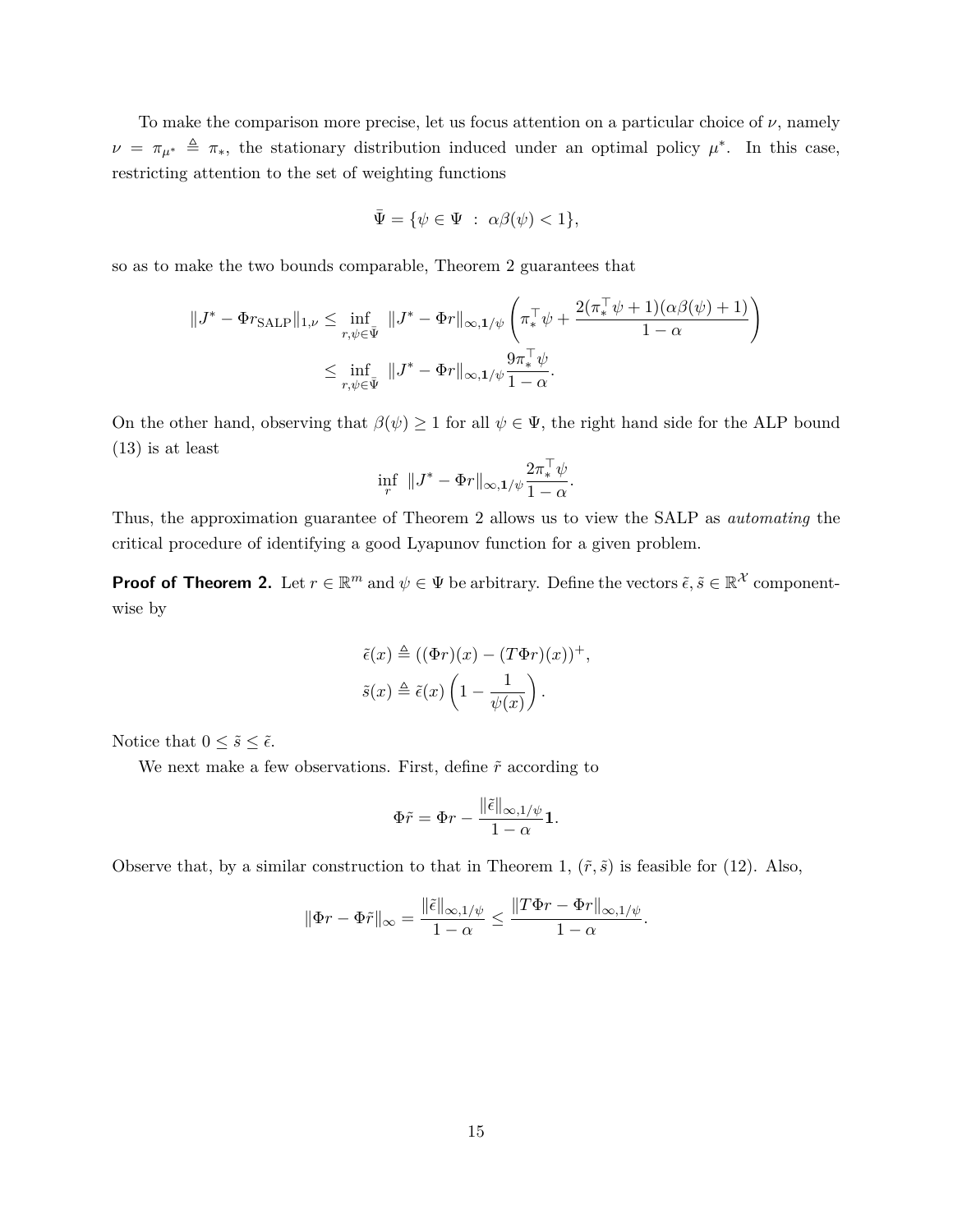To make the comparison more precise, let us focus attention on a particular choice of $\nu$, namely $\nu = \pi_{\mu^*} \triangleq \pi_*$, the stationary distribution induced under an optimal policy $\mu^*$. In this case, restricting attention to the set of weighting functions

$$\bar{\Psi} = \{\psi \in \Psi \ : \ \alpha\beta(\psi) < 1\},$$

so as to make the two bounds comparable, Theorem 2 guarantees that

$$\begin{aligned}
\|J^* - \Phi r_{\text{SALP}}\|_{1,\nu} &\leq \inf_{r,\psi \in \bar{\Psi}} \ \|J^* - \Phi r\|_{\infty,\mathbf{1}/\psi} \left( \pi_*^\top \psi + \frac{2(\pi_*^\top \psi + 1)(\alpha\beta(\psi) + 1)}{1-\alpha} \right) \\
&\leq \inf_{r,\psi \in \bar{\Psi}} \ \|J^* - \Phi r\|_{\infty,\mathbf{1}/\psi} \frac{9\pi_*^\top \psi}{1-\alpha}.
\end{aligned}$$

On the other hand, observing that $\beta(\psi) \geq 1$ for all $\psi \in \Psi$, the right hand side for the ALP bound (13) is at least

$$\inf_r \ \|J^* - \Phi r\|_{\infty,\mathbf{1}/\psi} \frac{2\pi_*^\top \psi}{1-\alpha}.$$

Thus, the approximation guarantee of Theorem 2 allows us to view the SALP as *automating* the critical procedure of identifying a good Lyapunov function for a given problem.

**Proof of Theorem 2.** Let $r \in \mathbb{R}^m$ and $\psi \in \Psi$ be arbitrary. Define the vectors $\tilde{\epsilon}, \tilde{s} \in \mathbb{R}^{\mathcal{X}}$ component-wise by

$$\begin{aligned}
\tilde{\epsilon}(x) &\triangleq ((\Phi r)(x) - (T\Phi r)(x))^+, \\
\tilde{s}(x) &\triangleq \tilde{\epsilon}(x) \left( 1 - \frac{1}{\psi(x)} \right).
\end{aligned}$$

Notice that $0 \leq \tilde{s} \leq \tilde{\epsilon}$.

We next make a few observations. First, define $\tilde{r}$ according to

$$\Phi\tilde{r} = \Phi r - \frac{\|\tilde{\epsilon}\|_{\infty,1/\psi}}{1-\alpha}\mathbf{1}.$$

Observe that, by a similar construction to that in Theorem 1, $(\tilde{r}, \tilde{s})$ is feasible for (12). Also,

$$\|\Phi r - \Phi\tilde{r}\|_\infty = \frac{\|\tilde{\epsilon}\|_{\infty,1/\psi}}{1-\alpha} \leq \frac{\|T\Phi r - \Phi r\|_{\infty,1/\psi}}{1-\alpha}.$$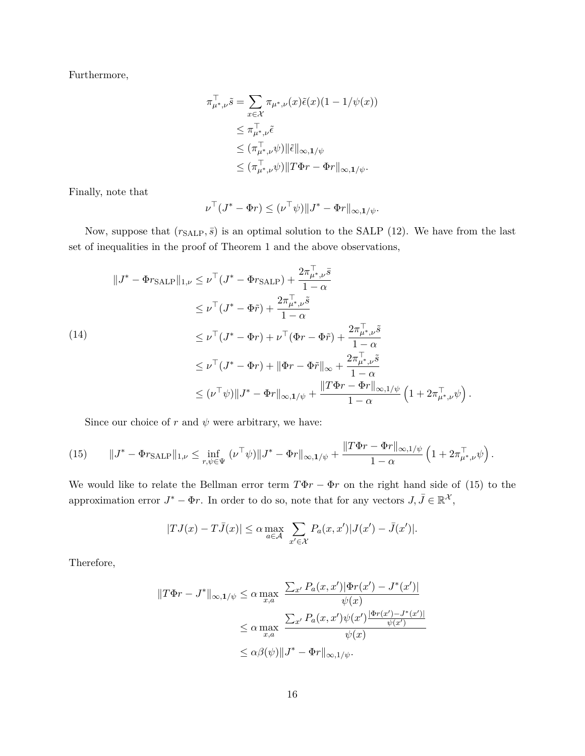Furthermore,

$$
\begin{aligned}
\pi_{\mu^*,\nu}^\top \tilde{s} &= \sum_{x\in\mathcal{X}} \pi_{\mu^*,\nu}(x)\tilde{\epsilon}(x)(1 - 1/\psi(x)) \\
&\leq \pi_{\mu^*,\nu}^\top \tilde{\epsilon} \\
&\leq (\pi_{\mu^*,\nu}^\top \psi)\|\tilde{\epsilon}\|_{\infty,\mathbf{1}/\psi} \\
&\leq (\pi_{\mu^*,\nu}^\top \psi)\|T\Phi r - \Phi r\|_{\infty,\mathbf{1}/\psi}.
\end{aligned}
$$

Finally, note that

$$
\nu^\top (J^* - \Phi r) \leq (\nu^\top \psi)\|J^* - \Phi r\|_{\infty,\mathbf{1}/\psi}.
$$

Now, suppose that $(r_{\text{SALP}}, \bar{s})$ is an optimal solution to the SALP (12). We have from the last set of inequalities in the proof of Theorem 1 and the above observations,

$$
\begin{aligned}
\|J^* - \Phi r_{\text{SALP}}\|_{1,\nu} &\leq \nu^\top (J^* - \Phi r_{\text{SALP}}) + \frac{2\pi_{\mu^*,\nu}^\top \bar{s}}{1-\alpha} \\
&\leq \nu^\top (J^* - \Phi \tilde{r}) + \frac{2\pi_{\mu^*,\nu}^\top \tilde{s}}{1-\alpha} \\
&\leq \nu^\top (J^* - \Phi r) + \nu^\top (\Phi r - \Phi \tilde{r}) + \frac{2\pi_{\mu^*,\nu}^\top \tilde{s}}{1-\alpha} \\
&\leq \nu^\top (J^* - \Phi r) + \|\Phi r - \Phi \tilde{r}\|_\infty + \frac{2\pi_{\mu^*,\nu}^\top \tilde{s}}{1-\alpha} \\
&\leq (\nu^\top \psi)\|J^* - \Phi r\|_{\infty,\mathbf{1}/\psi} + \frac{\|T\Phi r - \Phi r\|_{\infty,1/\psi}}{1-\alpha}\left(1 + 2\pi_{\mu^*,\nu}^\top \psi\right).
\end{aligned} \tag{14}
$$

Since our choice of $r$ and $\psi$ were arbitrary, we have:

$$
\|J^* - \Phi r_{\text{SALP}}\|_{1,\nu} \leq \inf_{r,\psi\in\Psi} (\nu^\top \psi)\|J^* - \Phi r\|_{\infty,\mathbf{1}/\psi} + \frac{\|T\Phi r - \Phi r\|_{\infty,1/\psi}}{1-\alpha}\left(1 + 2\pi_{\mu^*,\nu}^\top \psi\right). \tag{15}
$$

We would like to relate the Bellman error term $T\Phi r - \Phi r$ on the right hand side of (15) to the approximation error $J^* - \Phi r$. In order to do so, note that for any vectors $J, \bar{J} \in \mathbb{R}^{\mathcal{X}}$,

$$
|TJ(x) - T\bar{J}(x)| \leq \alpha \max_{a\in\mathcal{A}} \sum_{x'\in\mathcal{X}} P_a(x,x')|J(x') - \bar{J}(x')|.
$$

Therefore,

$$
\begin{aligned}
\|T\Phi r - J^*\|_{\infty,\mathbf{1}/\psi} &\leq \alpha \max_{x,a} \frac{\sum_{x'} P_a(x,x')|\Phi r(x') - J^*(x')|}{\psi(x)} \\
&\leq \alpha \max_{x,a} \frac{\sum_{x'} P_a(x,x')\psi(x')\frac{|\Phi r(x') - J^*(x')|}{\psi(x')}}{\psi(x)} \\
&\leq \alpha\beta(\psi)\|J^* - \Phi r\|_{\infty,1/\psi}.
\end{aligned}
$$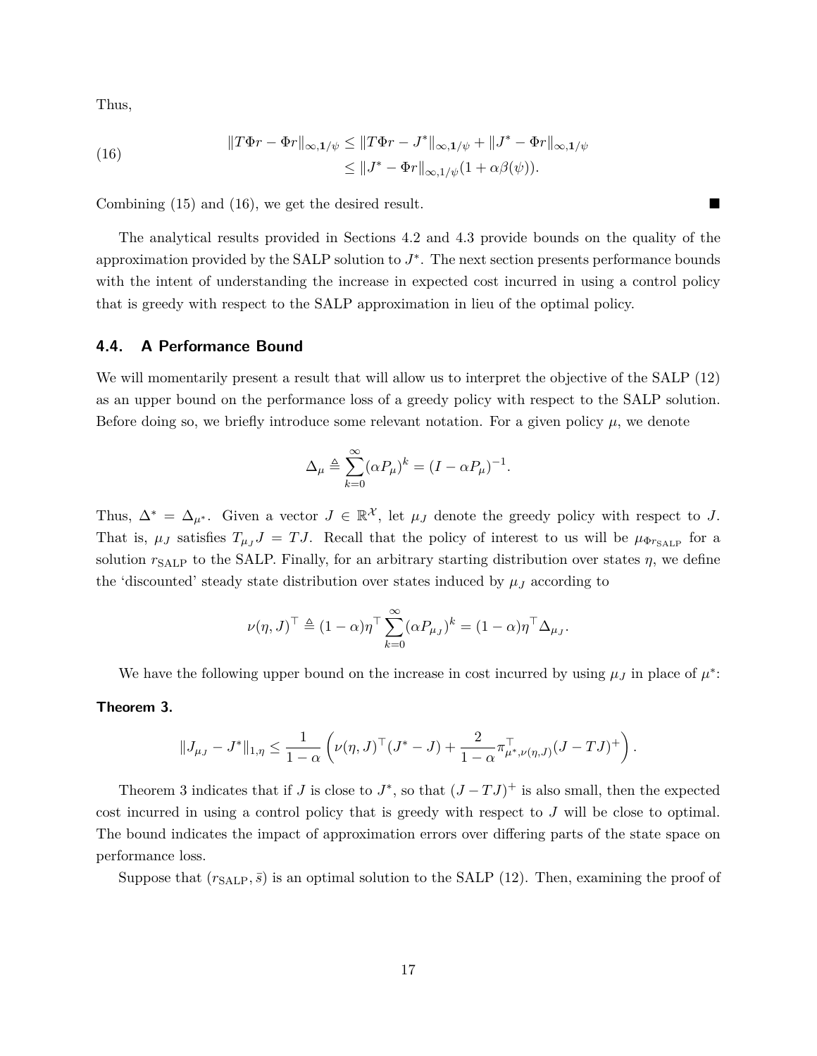Thus,

$$
\begin{aligned}
\|T\Phi r - \Phi r\|_{\infty,\mathbf{1}/\psi} &\leq \|T\Phi r - J^*\|_{\infty,\mathbf{1}/\psi} + \|J^* - \Phi r\|_{\infty,\mathbf{1}/\psi} \\
&\leq \|J^* - \Phi r\|_{\infty,1/\psi}(1 + \alpha\beta(\psi)).
\end{aligned} \tag{16}
$$

Combining (15) and (16), we get the desired result. ■

The analytical results provided in Sections 4.2 and 4.3 provide bounds on the quality of the approximation provided by the SALP solution to $J^*$. The next section presents performance bounds with the intent of understanding the increase in expected cost incurred in using a control policy that is greedy with respect to the SALP approximation in lieu of the optimal policy.

### 4.4. A Performance Bound

We will momentarily present a result that will allow us to interpret the objective of the SALP (12) as an upper bound on the performance loss of a greedy policy with respect to the SALP solution. Before doing so, we briefly introduce some relevant notation. For a given policy $\mu$, we denote

$$
\Delta_\mu \triangleq \sum_{k=0}^{\infty} (\alpha P_\mu)^k = (I - \alpha P_\mu)^{-1}.
$$

Thus, $\Delta^* = \Delta_{\mu^*}$. Given a vector $J \in \mathbb{R}^{\mathcal{X}}$, let $\mu_J$ denote the greedy policy with respect to $J$. That is, $\mu_J$ satisfies $T_{\mu_J} J = TJ$. Recall that the policy of interest to us will be $\mu_{\Phi r_{\text{SALP}}}$ for a solution $r_{\text{SALP}}$ to the SALP. Finally, for an arbitrary starting distribution over states $\eta$, we define the 'discounted' steady state distribution over states induced by $\mu_J$ according to

$$
\nu(\eta, J)^\top \triangleq (1 - \alpha)\eta^\top \sum_{k=0}^{\infty} (\alpha P_{\mu_J})^k = (1 - \alpha)\eta^\top \Delta_{\mu_J}.
$$

We have the following upper bound on the increase in cost incurred by using $\mu_J$ in place of $\mu^*$:

**Theorem 3.**

$$
\|J_{\mu_J} - J^*\|_{1,\eta} \leq \frac{1}{1-\alpha} \left( \nu(\eta, J)^\top (J^* - J) + \frac{2}{1-\alpha} \pi^\top_{\mu^*, \nu(\eta,J)} (J - TJ)^+ \right).
$$

Theorem 3 indicates that if $J$ is close to $J^*$, so that $(J - TJ)^+$ is also small, then the expected cost incurred in using a control policy that is greedy with respect to $J$ will be close to optimal. The bound indicates the impact of approximation errors over differing parts of the state space on performance loss.

Suppose that $(r_{\text{SALP}}, \bar{s})$ is an optimal solution to the SALP (12). Then, examining the proof of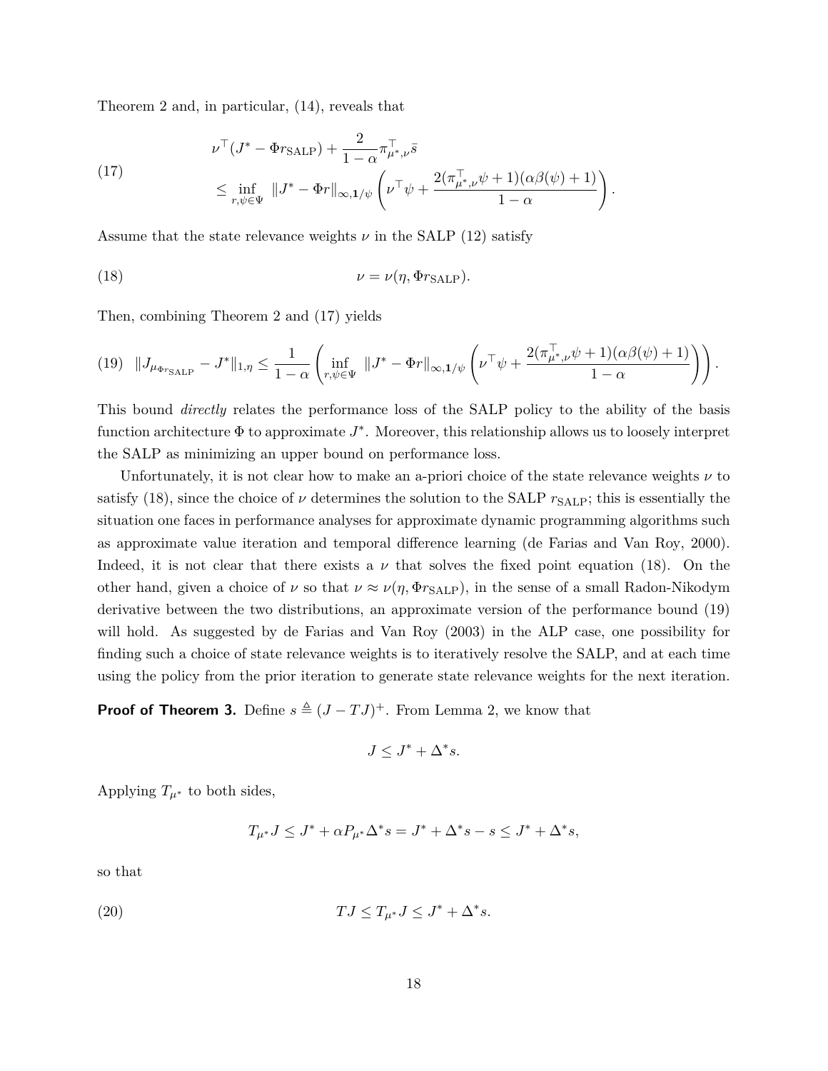Theorem 2 and, in particular, (14), reveals that

$$
\begin{aligned}
&\nu^\top (J^* - \Phi r_{\text{SALP}}) + \frac{2}{1-\alpha} \pi_{\mu^*,\nu}^\top \bar{s} \\
&\quad \leq \inf_{r,\psi \in \Psi} \|J^* - \Phi r\|_{\infty,\mathbf{1}/\psi} \left( \nu^\top \psi + \frac{2(\pi_{\mu^*,\nu}^\top \psi + 1)(\alpha\beta(\psi) + 1)}{1-\alpha} \right).
\end{aligned} \tag{17}
$$

Assume that the state relevance weights $\nu$ in the SALP (12) satisfy

$$
\nu = \nu(\eta, \Phi r_{\text{SALP}}). \tag{18}
$$

Then, combining Theorem 2 and (17) yields

$$
\|J_{\mu_{\Phi r_{\text{SALP}}}} - J^*\|_{1,\eta} \leq \frac{1}{1-\alpha} \left( \inf_{r,\psi \in \Psi} \|J^* - \Phi r\|_{\infty,\mathbf{1}/\psi} \left( \nu^\top \psi + \frac{2(\pi_{\mu^*,\nu}^\top \psi + 1)(\alpha\beta(\psi) + 1)}{1-\alpha} \right) \right). \tag{19}
$$

This bound *directly* relates the performance loss of the SALP policy to the ability of the basis function architecture $\Phi$ to approximate $J^*$. Moreover, this relationship allows us to loosely interpret the SALP as minimizing an upper bound on performance loss.

Unfortunately, it is not clear how to make an a-priori choice of the state relevance weights $\nu$ to satisfy (18), since the choice of $\nu$ determines the solution to the SALP $r_{\text{SALP}}$; this is essentially the situation one faces in performance analyses for approximate dynamic programming algorithms such as approximate value iteration and temporal difference learning (de Farias and Van Roy, 2000). Indeed, it is not clear that there exists a $\nu$ that solves the fixed point equation (18). On the other hand, given a choice of $\nu$ so that $\nu \approx \nu(\eta, \Phi r_{\text{SALP}})$, in the sense of a small Radon-Nikodym derivative between the two distributions, an approximate version of the performance bound (19) will hold. As suggested by de Farias and Van Roy (2003) in the ALP case, one possibility for finding such a choice of state relevance weights is to iteratively resolve the SALP, and at each time using the policy from the prior iteration to generate state relevance weights for the next iteration.

**Proof of Theorem 3.** Define $s \triangleq (J - TJ)^+$. From Lemma 2, we know that

$$
J \leq J^* + \Delta^* s.
$$

Applying $T_{\mu^*}$ to both sides,

$$
T_{\mu^*} J \leq J^* + \alpha P_{\mu^*} \Delta^* s = J^* + \Delta^* s - s \leq J^* + \Delta^* s,
$$

so that

$$
TJ \leq T_{\mu^*} J \leq J^* + \Delta^* s. \tag{20}
$$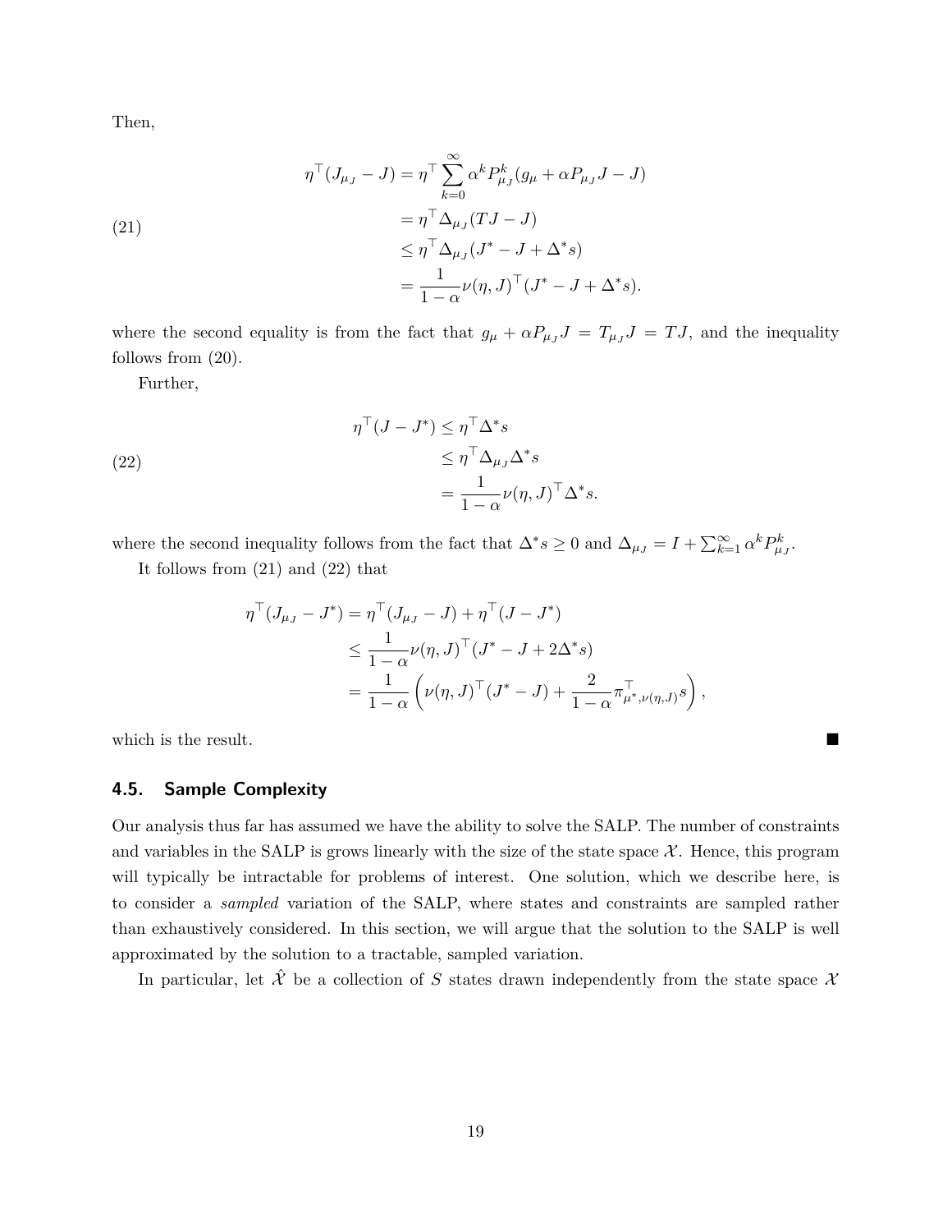Then,

$$
\begin{aligned}
\eta^\top (J_{\mu_J} - J) &= \eta^\top \sum_{k=0}^{\infty} \alpha^k P_{\mu_J}^k (g_\mu + \alpha P_{\mu_J} J - J) \\
&= \eta^\top \Delta_{\mu_J} (TJ - J) \\
&\leq \eta^\top \Delta_{\mu_J} (J^* - J + \Delta^* s) \\
&= \frac{1}{1-\alpha} \nu(\eta, J)^\top (J^* - J + \Delta^* s).
\end{aligned} \tag{21}
$$

where the second equality is from the fact that $g_\mu + \alpha P_{\mu_J} J = T_{\mu_J} J = TJ$, and the inequality follows from (20).

Further,

$$
\begin{aligned}
\eta^\top (J - J^*) &\leq \eta^\top \Delta^* s \\
&\leq \eta^\top \Delta_{\mu_J} \Delta^* s \\
&= \frac{1}{1-\alpha} \nu(\eta, J)^\top \Delta^* s.
\end{aligned} \tag{22}
$$

where the second inequality follows from the fact that $\Delta^* s \geq 0$ and $\Delta_{\mu_J} = I + \sum_{k=1}^{\infty} \alpha^k P_{\mu_J}^k$.

It follows from (21) and (22) that

$$
\begin{aligned}
\eta^\top (J_{\mu_J} - J^*) &= \eta^\top (J_{\mu_J} - J) + \eta^\top (J - J^*) \\
&\leq \frac{1}{1-\alpha} \nu(\eta, J)^\top (J^* - J + 2\Delta^* s) \\
&= \frac{1}{1-\alpha} \left( \nu(\eta, J)^\top (J^* - J) + \frac{2}{1-\alpha} \pi_{\mu^*, \nu(\eta, J)}^\top s \right),
\end{aligned}
$$

which is the result. ■

## 4.5. Sample Complexity

Our analysis thus far has assumed we have the ability to solve the SALP. The number of constraints and variables in the SALP is grows linearly with the size of the state space $\mathcal{X}$. Hence, this program will typically be intractable for problems of interest. One solution, which we describe here, is to consider a *sampled* variation of the SALP, where states and constraints are sampled rather than exhaustively considered. In this section, we will argue that the solution to the SALP is well approximated by the solution to a tractable, sampled variation.

In particular, let $\hat{\mathcal{X}}$ be a collection of $S$ states drawn independently from the state space $\mathcal{X}$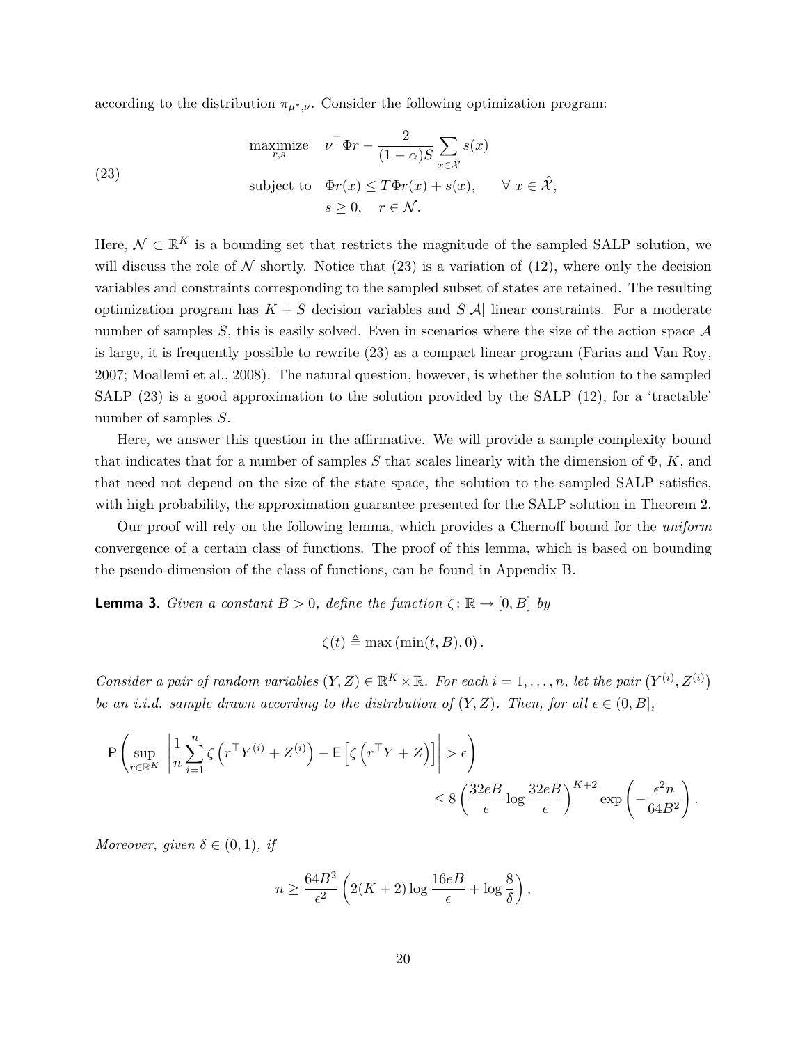according to the distribution $\pi_{\mu^*,\nu}$. Consider the following optimization program:

$$
\begin{aligned}
& \underset{r,s}{\text{maximize}} \quad \nu^\top \Phi r - \frac{2}{(1-\alpha)S} \sum_{x \in \hat{\mathcal{X}}} s(x) \\
& \text{subject to} \quad \Phi r(x) \leq T\Phi r(x) + s(x), \qquad \forall\, x \in \hat{\mathcal{X}}, \\
& \qquad\qquad\quad s \geq 0, \quad r \in \mathcal{N}.
\end{aligned}
\tag{23}
$$

Here, $\mathcal{N} \subset \mathbb{R}^K$ is a bounding set that restricts the magnitude of the sampled SALP solution, we will discuss the role of $\mathcal{N}$ shortly. Notice that (23) is a variation of (12), where only the decision variables and constraints corresponding to the sampled subset of states are retained. The resulting optimization program has $K + S$ decision variables and $S|\mathcal{A}|$ linear constraints. For a moderate number of samples $S$, this is easily solved. Even in scenarios where the size of the action space $\mathcal{A}$ is large, it is frequently possible to rewrite (23) as a compact linear program (Farias and Van Roy, 2007; Moallemi et al., 2008). The natural question, however, is whether the solution to the sampled SALP (23) is a good approximation to the solution provided by the SALP (12), for a 'tractable' number of samples $S$.

Here, we answer this question in the affirmative. We will provide a sample complexity bound that indicates that for a number of samples $S$ that scales linearly with the dimension of $\Phi$, $K$, and that need not depend on the size of the state space, the solution to the sampled SALP satisfies, with high probability, the approximation guarantee presented for the SALP solution in Theorem 2.

Our proof will rely on the following lemma, which provides a Chernoff bound for the *uniform* convergence of a certain class of functions. The proof of this lemma, which is based on bounding the pseudo-dimension of the class of functions, can be found in Appendix B.

**Lemma 3.** *Given a constant $B > 0$, define the function $\zeta\colon \mathbb{R} \to [0, B]$ by*

$$
\zeta(t) \triangleq \max\left(\min(t, B), 0\right).
$$

*Consider a pair of random variables $(Y, Z) \in \mathbb{R}^K \times \mathbb{R}$. For each $i = 1, \ldots, n$, let the pair $\left(Y^{(i)}, Z^{(i)}\right)$ be an i.i.d. sample drawn according to the distribution of $(Y, Z)$. Then, for all $\epsilon \in (0, B]$,*

$$
\mathsf{P}\left( \sup_{r \in \mathbb{R}^K} \left| \frac{1}{n} \sum_{i=1}^{n} \zeta\left(r^\top Y^{(i)} + Z^{(i)}\right) - \mathsf{E}\left[\zeta\left(r^\top Y + Z\right)\right] \right| > \epsilon \right) \leq 8 \left( \frac{32eB}{\epsilon} \log \frac{32eB}{\epsilon} \right)^{K+2} \exp\left( -\frac{\epsilon^2 n}{64B^2} \right).
$$

*Moreover, given $\delta \in (0, 1)$, if*

$$
n \geq \frac{64B^2}{\epsilon^2} \left( 2(K+2) \log \frac{16eB}{\epsilon} + \log \frac{8}{\delta} \right),
$$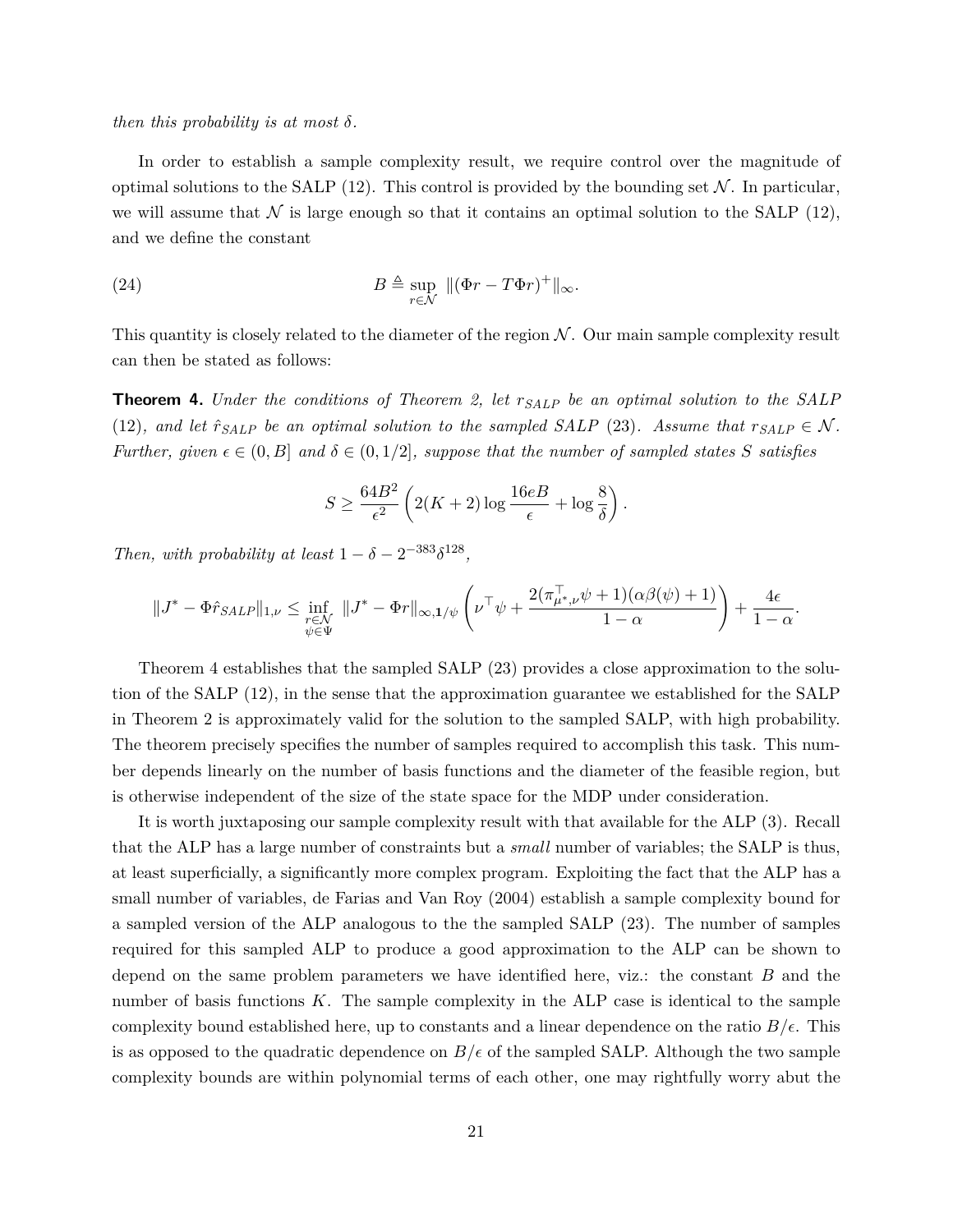*then this probability is at most* $\delta$*.*

In order to establish a sample complexity result, we require control over the magnitude of optimal solutions to the SALP (12). This control is provided by the bounding set $\mathcal{N}$. In particular, we will assume that $\mathcal{N}$ is large enough so that it contains an optimal solution to the SALP (12), and we define the constant

$$B \triangleq \sup_{r \in \mathcal{N}} \|(\Phi r - T\Phi r)^+\|_\infty. \tag{24}$$

This quantity is closely related to the diameter of the region $\mathcal{N}$. Our main sample complexity result can then be stated as follows:

**Theorem 4.** *Under the conditions of Theorem 2, let* $r_{SALP}$ *be an optimal solution to the SALP (12), and let* $\hat{r}_{SALP}$ *be an optimal solution to the sampled SALP (23). Assume that* $r_{SALP} \in \mathcal{N}$*. Further, given* $\epsilon \in (0, B]$ *and* $\delta \in (0, 1/2]$*, suppose that the number of sampled states* $S$ *satisfies*

$$S \geq \frac{64B^2}{\epsilon^2}\left(2(K+2)\log\frac{16eB}{\epsilon} + \log\frac{8}{\delta}\right).$$

*Then, with probability at least* $1 - \delta - 2^{-383}\delta^{128}$*,*

$$\|J^* - \Phi\hat{r}_{SALP}\|_{1,\nu} \leq \inf_{\substack{r\in\mathcal{N}\\ \psi\in\Psi}} \|J^* - \Phi r\|_{\infty,\mathbf{1}/\psi}\left(\nu^\top\psi + \frac{2(\pi_{\mu^*,\nu}^\top\psi + 1)(\alpha\beta(\psi)+1)}{1-\alpha}\right) + \frac{4\epsilon}{1-\alpha}.$$

Theorem 4 establishes that the sampled SALP (23) provides a close approximation to the solution of the SALP (12), in the sense that the approximation guarantee we established for the SALP in Theorem 2 is approximately valid for the solution to the sampled SALP, with high probability. The theorem precisely specifies the number of samples required to accomplish this task. This number depends linearly on the number of basis functions and the diameter of the feasible region, but is otherwise independent of the size of the state space for the MDP under consideration.

It is worth juxtaposing our sample complexity result with that available for the ALP (3). Recall that the ALP has a large number of constraints but a *small* number of variables; the SALP is thus, at least superficially, a significantly more complex program. Exploiting the fact that the ALP has a small number of variables, de Farias and Van Roy (2004) establish a sample complexity bound for a sampled version of the ALP analogous to the the sampled SALP (23). The number of samples required for this sampled ALP to produce a good approximation to the ALP can be shown to depend on the same problem parameters we have identified here, viz.: the constant $B$ and the number of basis functions $K$. The sample complexity in the ALP case is identical to the sample complexity bound established here, up to constants and a linear dependence on the ratio $B/\epsilon$. This is as opposed to the quadratic dependence on $B/\epsilon$ of the sampled SALP. Although the two sample complexity bounds are within polynomial terms of each other, one may rightfully worry abut the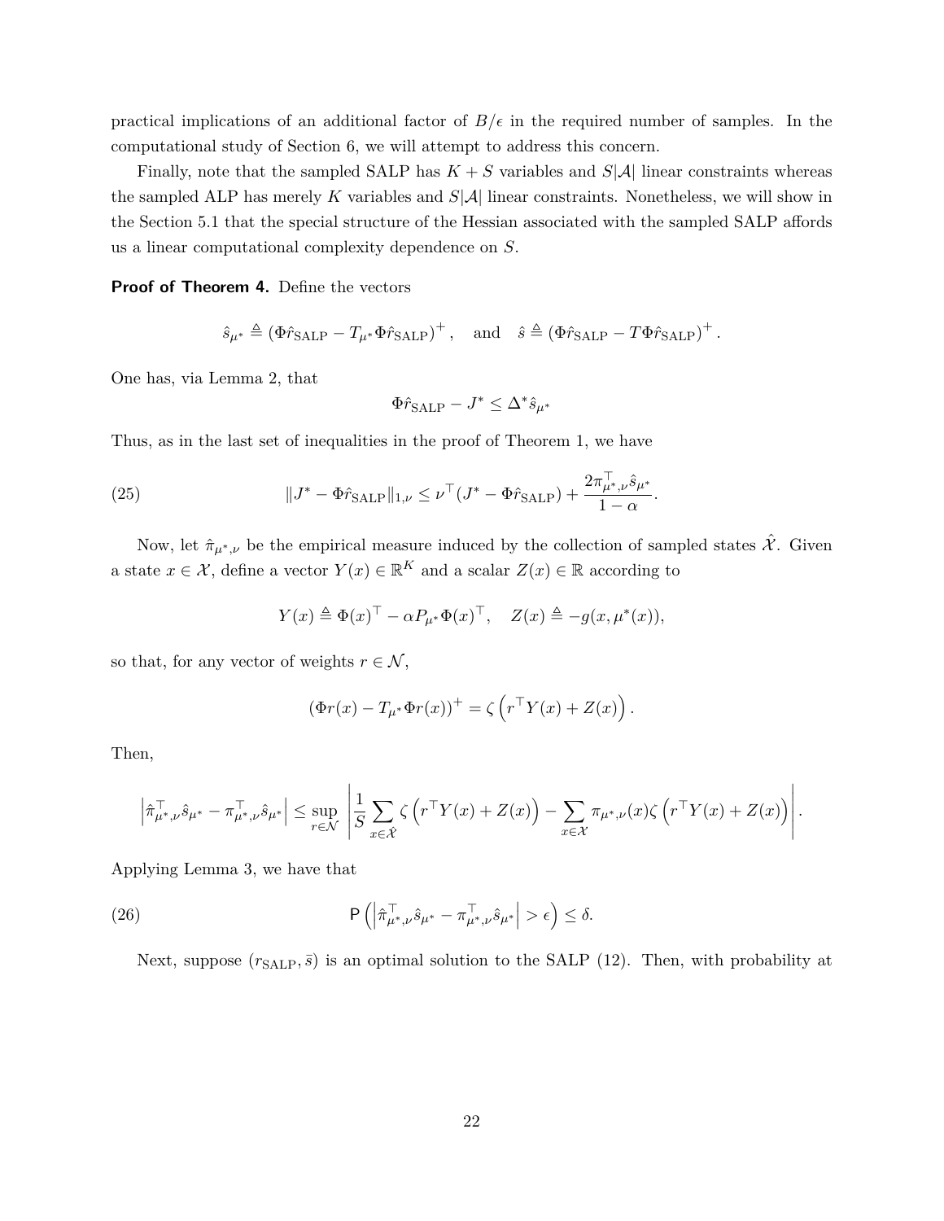practical implications of an additional factor of $B/\epsilon$ in the required number of samples. In the computational study of Section 6, we will attempt to address this concern.

Finally, note that the sampled SALP has $K + S$ variables and $S|\mathcal{A}|$ linear constraints whereas the sampled ALP has merely $K$ variables and $S|\mathcal{A}|$ linear constraints. Nonetheless, we will show in the Section 5.1 that the special structure of the Hessian associated with the sampled SALP affords us a linear computational complexity dependence on $S$.

**Proof of Theorem 4.** Define the vectors

$$\hat{s}_{\mu^*} \triangleq (\Phi \hat{r}_{\text{SALP}} - T_{\mu^*} \Phi \hat{r}_{\text{SALP}})^+, \quad \text{and} \quad \hat{s} \triangleq (\Phi \hat{r}_{\text{SALP}} - T \Phi \hat{r}_{\text{SALP}})^+.$$

One has, via Lemma 2, that

$$\Phi \hat{r}_{\text{SALP}} - J^* \leq \Delta^* \hat{s}_{\mu^*}$$

Thus, as in the last set of inequalities in the proof of Theorem 1, we have

$$\|J^* - \Phi \hat{r}_{\text{SALP}}\|_{1,\nu} \leq \nu^\top (J^* - \Phi \hat{r}_{\text{SALP}}) + \frac{2\pi_{\mu^*,\nu}^\top \hat{s}_{\mu^*}}{1-\alpha}. \tag{25}$$

Now, let $\hat{\pi}_{\mu^*,\nu}$ be the empirical measure induced by the collection of sampled states $\hat{\mathcal{X}}$. Given a state $x \in \mathcal{X}$, define a vector $Y(x) \in \mathbb{R}^K$ and a scalar $Z(x) \in \mathbb{R}$ according to

$$Y(x) \triangleq \Phi(x)^\top - \alpha P_{\mu^*} \Phi(x)^\top, \quad Z(x) \triangleq -g(x, \mu^*(x)),$$

so that, for any vector of weights $r \in \mathcal{N}$,

$$(\Phi r(x) - T_{\mu^*} \Phi r(x))^+ = \zeta\left(r^\top Y(x) + Z(x)\right).$$

Then,

$$\left|\hat{\pi}_{\mu^*,\nu}^\top \hat{s}_{\mu^*} - \pi_{\mu^*,\nu}^\top \hat{s}_{\mu^*}\right| \leq \sup_{r \in \mathcal{N}} \left| \frac{1}{S} \sum_{x \in \hat{\mathcal{X}}} \zeta\left(r^\top Y(x) + Z(x)\right) - \sum_{x \in \mathcal{X}} \pi_{\mu^*,\nu}(x) \zeta\left(r^\top Y(x) + Z(x)\right) \right|.$$

Applying Lemma 3, we have that

$$\mathsf{P}\left(\left|\hat{\pi}_{\mu^*,\nu}^\top \hat{s}_{\mu^*} - \pi_{\mu^*,\nu}^\top \hat{s}_{\mu^*}\right| > \epsilon\right) \leq \delta. \tag{26}$$

Next, suppose $(r_{\text{SALP}}, \bar{s})$ is an optimal solution to the SALP (12). Then, with probability at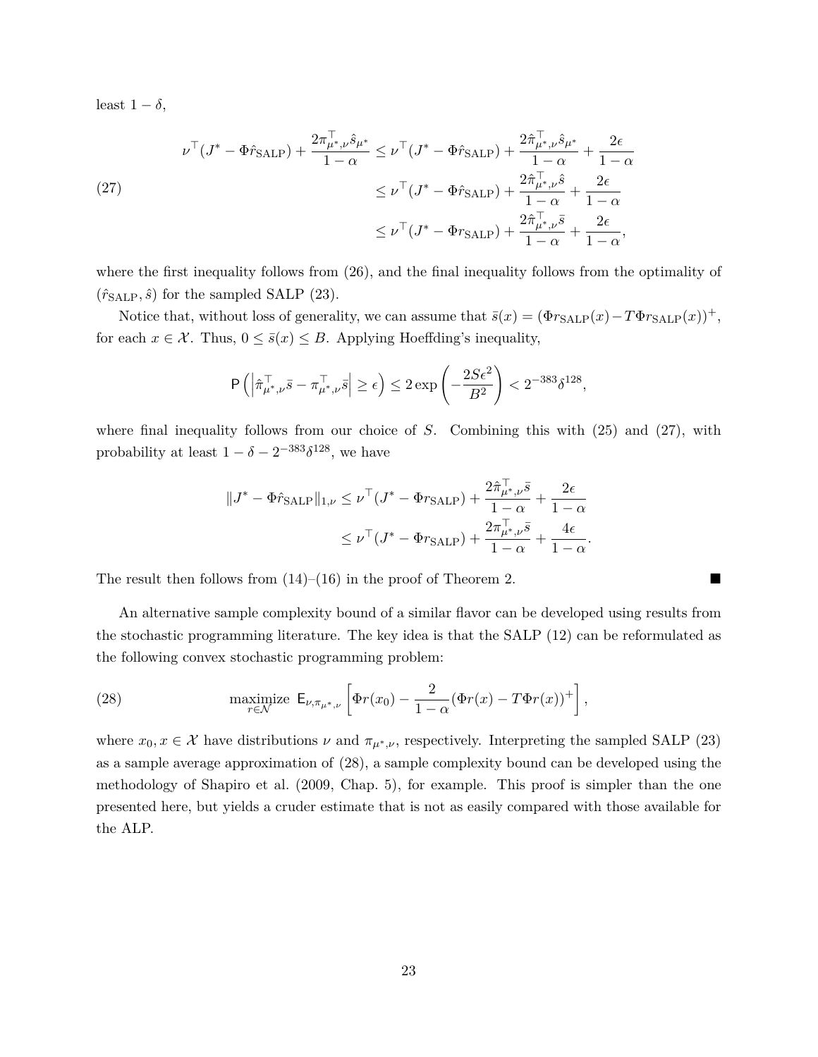least $1 - \delta$,

$$
\begin{aligned}
\nu^\top (J^* - \Phi \hat{r}_{\text{SALP}}) + \frac{2\pi_{\mu^*,\nu}^\top \hat{s}_{\mu^*}}{1-\alpha} &\le \nu^\top (J^* - \Phi \hat{r}_{\text{SALP}}) + \frac{2\hat{\pi}_{\mu^*,\nu}^\top \hat{s}_{\mu^*}}{1-\alpha} + \frac{2\epsilon}{1-\alpha} \\
&\le \nu^\top (J^* - \Phi \hat{r}_{\text{SALP}}) + \frac{2\hat{\pi}_{\mu^*,\nu}^\top \hat{s}}{1-\alpha} + \frac{2\epsilon}{1-\alpha} \\
&\le \nu^\top (J^* - \Phi r_{\text{SALP}}) + \frac{2\hat{\pi}_{\mu^*,\nu}^\top \bar{s}}{1-\alpha} + \frac{2\epsilon}{1-\alpha},
\end{aligned} \tag{27}
$$

where the first inequality follows from (26), and the final inequality follows from the optimality of $(\hat{r}_{\text{SALP}}, \hat{s})$ for the sampled SALP (23).

Notice that, without loss of generality, we can assume that $\bar{s}(x) = (\Phi r_{\text{SALP}}(x) - T\Phi r_{\text{SALP}}(x))^+$, for each $x \in \mathcal{X}$. Thus, $0 \le \bar{s}(x) \le B$. Applying Hoeffding's inequality,

$$
\mathsf{P}\left( \left| \hat{\pi}_{\mu^*,\nu}^\top \bar{s} - \pi_{\mu^*,\nu}^\top \bar{s} \right| \ge \epsilon \right) \le 2 \exp\left( -\frac{2S\epsilon^2}{B^2} \right) < 2^{-383} \delta^{128},
$$

where final inequality follows from our choice of $S$. Combining this with (25) and (27), with probability at least $1 - \delta - 2^{-383}\delta^{128}$, we have

$$
\begin{aligned}
\| J^* - \Phi \hat{r}_{\text{SALP}} \|_{1,\nu} &\le \nu^\top (J^* - \Phi r_{\text{SALP}}) + \frac{2\hat{\pi}_{\mu^*,\nu}^\top \bar{s}}{1-\alpha} + \frac{2\epsilon}{1-\alpha} \\
&\le \nu^\top (J^* - \Phi r_{\text{SALP}}) + \frac{2\pi_{\mu^*,\nu}^\top \bar{s}}{1-\alpha} + \frac{4\epsilon}{1-\alpha}.
\end{aligned}
$$

The result then follows from (14)–(16) in the proof of Theorem 2. ■

An alternative sample complexity bound of a similar flavor can be developed using results from the stochastic programming literature. The key idea is that the SALP (12) can be reformulated as the following convex stochastic programming problem:

$$
\underset{r \in \mathcal{N}}{\text{maximize}} \;\; \mathsf{E}_{\nu, \pi_{\mu^*,\nu}} \left[ \Phi r(x_0) - \frac{2}{1-\alpha} (\Phi r(x) - T\Phi r(x))^+ \right], \tag{28}
$$

where $x_0, x \in \mathcal{X}$ have distributions $\nu$ and $\pi_{\mu^*,\nu}$, respectively. Interpreting the sampled SALP (23) as a sample average approximation of (28), a sample complexity bound can be developed using the methodology of Shapiro et al. (2009, Chap. 5), for example. This proof is simpler than the one presented here, but yields a cruder estimate that is not as easily compared with those available for the ALP.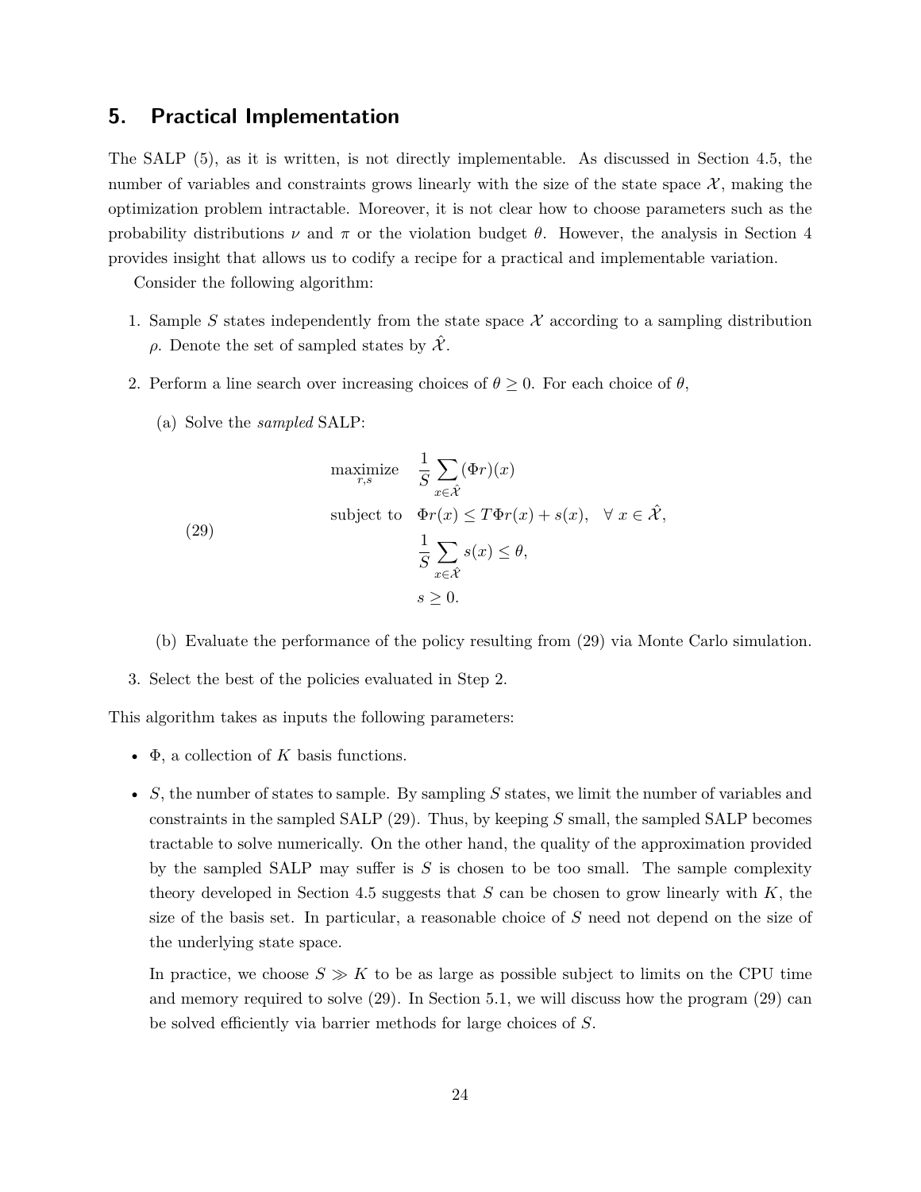## 5. Practical Implementation

The SALP (5), as it is written, is not directly implementable. As discussed in Section 4.5, the number of variables and constraints grows linearly with the size of the state space $\mathcal{X}$, making the optimization problem intractable. Moreover, it is not clear how to choose parameters such as the probability distributions $\nu$ and $\pi$ or the violation budget $\theta$. However, the analysis in Section 4 provides insight that allows us to codify a recipe for a practical and implementable variation.

Consider the following algorithm:

1. Sample $S$ states independently from the state space $\mathcal{X}$ according to a sampling distribution $\rho$. Denote the set of sampled states by $\hat{\mathcal{X}}$.
2. Perform a line search over increasing choices of $\theta \geq 0$. For each choice of $\theta$,
   (a) Solve the *sampled* SALP:

$$
\begin{array}{lll}
 & \underset{r,s}{\text{maximize}} & \frac{1}{S} \sum_{x \in \hat{\mathcal{X}}} (\Phi r)(x) \\
(29) & \text{subject to} & \Phi r(x) \leq T \Phi r(x) + s(x), \quad \forall\, x \in \hat{\mathcal{X}}, \\
 & & \frac{1}{S} \sum_{x \in \hat{\mathcal{X}}} s(x) \leq \theta, \\
 & & s \geq 0.
\end{array}
$$

   (b) Evaluate the performance of the policy resulting from (29) via Monte Carlo simulation.
3. Select the best of the policies evaluated in Step 2.

This algorithm takes as inputs the following parameters:

- $\Phi$, a collection of $K$ basis functions.
- $S$, the number of states to sample. By sampling $S$ states, we limit the number of variables and constraints in the sampled SALP (29). Thus, by keeping $S$ small, the sampled SALP becomes tractable to solve numerically. On the other hand, the quality of the approximation provided by the sampled SALP may suffer is $S$ is chosen to be too small. The sample complexity theory developed in Section 4.5 suggests that $S$ can be chosen to grow linearly with $K$, the size of the basis set. In particular, a reasonable choice of $S$ need not depend on the size of the underlying state space.

  In practice, we choose $S \gg K$ to be as large as possible subject to limits on the CPU time and memory required to solve (29). In Section 5.1, we will discuss how the program (29) can be solved efficiently via barrier methods for large choices of $S$.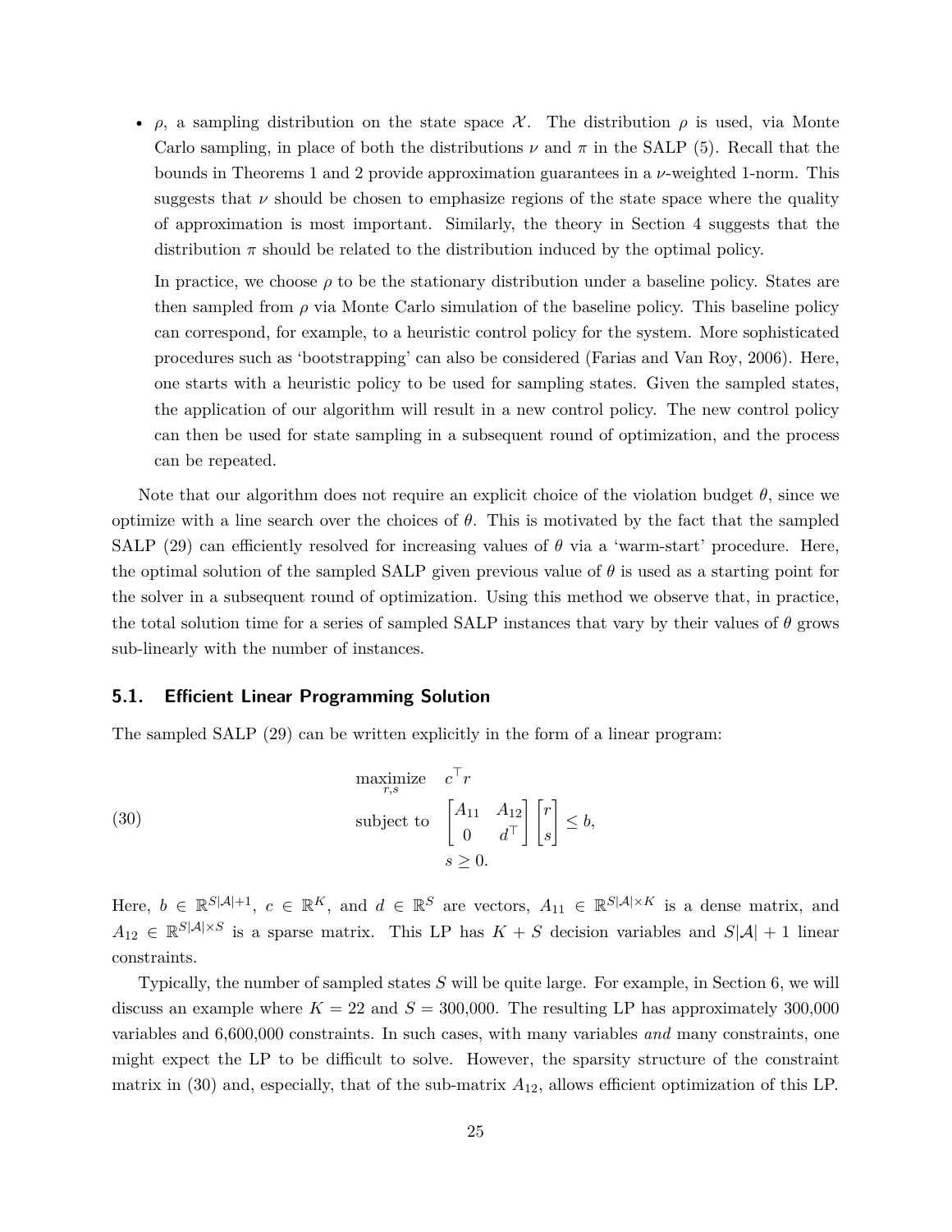- $\rho$, a sampling distribution on the state space $\mathcal{X}$. The distribution $\rho$ is used, via Monte Carlo sampling, in place of both the distributions $\nu$ and $\pi$ in the SALP (5). Recall that the bounds in Theorems 1 and 2 provide approximation guarantees in a $\nu$-weighted 1-norm. This suggests that $\nu$ should be chosen to emphasize regions of the state space where the quality of approximation is most important. Similarly, the theory in Section 4 suggests that the distribution $\pi$ should be related to the distribution induced by the optimal policy.

  In practice, we choose $\rho$ to be the stationary distribution under a baseline policy. States are then sampled from $\rho$ via Monte Carlo simulation of the baseline policy. This baseline policy can correspond, for example, to a heuristic control policy for the system. More sophisticated procedures such as 'bootstrapping' can also be considered (Farias and Van Roy, 2006). Here, one starts with a heuristic policy to be used for sampling states. Given the sampled states, the application of our algorithm will result in a new control policy. The new control policy can then be used for state sampling in a subsequent round of optimization, and the process can be repeated.

Note that our algorithm does not require an explicit choice of the violation budget $\theta$, since we optimize with a line search over the choices of $\theta$. This is motivated by the fact that the sampled SALP (29) can efficiently resolved for increasing values of $\theta$ via a 'warm-start' procedure. Here, the optimal solution of the sampled SALP given previous value of $\theta$ is used as a starting point for the solver in a subsequent round of optimization. Using this method we observe that, in practice, the total solution time for a series of sampled SALP instances that vary by their values of $\theta$ grows sub-linearly with the number of instances.

## 5.1. Efficient Linear Programming Solution

The sampled SALP (29) can be written explicitly in the form of a linear program:

$$
\begin{aligned}
\underset{r,s}{\text{maximize}} \quad & c^\top r \\
\text{subject to} \quad & \begin{bmatrix} A_{11} & A_{12} \\ 0 & d^\top \end{bmatrix} \begin{bmatrix} r \\ s \end{bmatrix} \leq b, \\
& s \geq 0.
\end{aligned}
\tag{30}
$$

Here, $b \in \mathbb{R}^{S|\mathcal{A}|+1}$, $c \in \mathbb{R}^K$, and $d \in \mathbb{R}^S$ are vectors, $A_{11} \in \mathbb{R}^{S|\mathcal{A}|\times K}$ is a dense matrix, and $A_{12} \in \mathbb{R}^{S|\mathcal{A}|\times S}$ is a sparse matrix. This LP has $K + S$ decision variables and $S|\mathcal{A}| + 1$ linear constraints.

Typically, the number of sampled states $S$ will be quite large. For example, in Section 6, we will discuss an example where $K = 22$ and $S = 300{,}000$. The resulting LP has approximately 300,000 variables and 6,600,000 constraints. In such cases, with many variables *and* many constraints, one might expect the LP to be difficult to solve. However, the sparsity structure of the constraint matrix in (30) and, especially, that of the sub-matrix $A_{12}$, allows efficient optimization of this LP.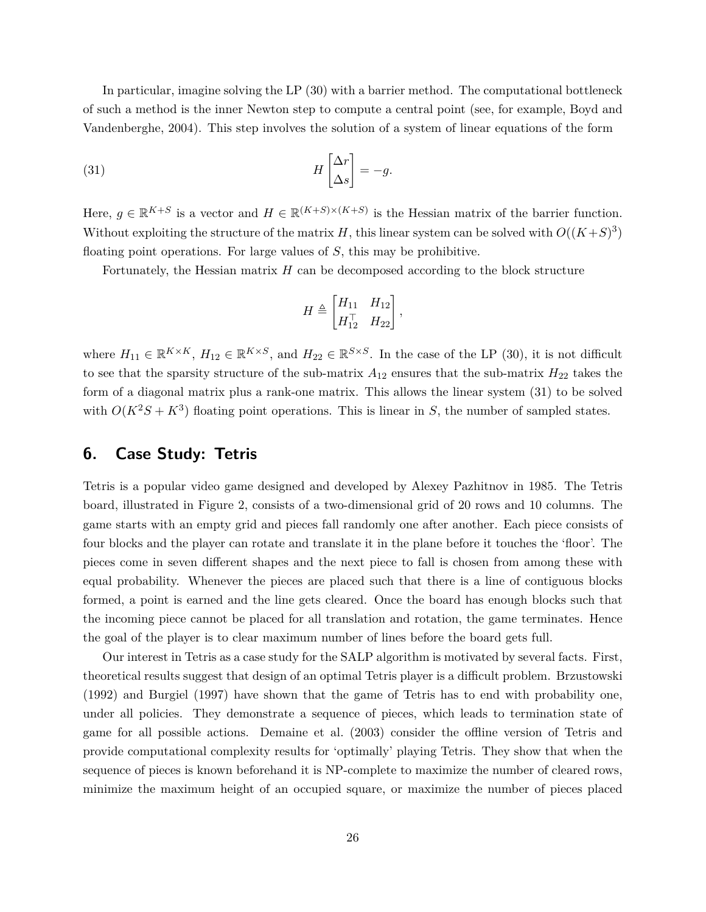In particular, imagine solving the LP (30) with a barrier method. The computational bottleneck of such a method is the inner Newton step to compute a central point (see, for example, Boyd and Vandenberghe, 2004). This step involves the solution of a system of linear equations of the form

$$
H \begin{bmatrix} \Delta r \\ \Delta s \end{bmatrix} = -g. \tag{31}
$$

Here, $g \in \mathbb{R}^{K+S}$ is a vector and $H \in \mathbb{R}^{(K+S)\times(K+S)}$ is the Hessian matrix of the barrier function. Without exploiting the structure of the matrix $H$, this linear system can be solved with $O((K+S)^3)$ floating point operations. For large values of $S$, this may be prohibitive.

Fortunately, the Hessian matrix $H$ can be decomposed according to the block structure

$$
H \triangleq \begin{bmatrix} H_{11} & H_{12} \\ H_{12}^\top & H_{22} \end{bmatrix},
$$

where $H_{11} \in \mathbb{R}^{K\times K}$, $H_{12} \in \mathbb{R}^{K\times S}$, and $H_{22} \in \mathbb{R}^{S\times S}$. In the case of the LP (30), it is not difficult to see that the sparsity structure of the sub-matrix $A_{12}$ ensures that the sub-matrix $H_{22}$ takes the form of a diagonal matrix plus a rank-one matrix. This allows the linear system (31) to be solved with $O(K^2S + K^3)$ floating point operations. This is linear in $S$, the number of sampled states.

## 6. Case Study: Tetris

Tetris is a popular video game designed and developed by Alexey Pazhitnov in 1985. The Tetris board, illustrated in Figure 2, consists of a two-dimensional grid of 20 rows and 10 columns. The game starts with an empty grid and pieces fall randomly one after another. Each piece consists of four blocks and the player can rotate and translate it in the plane before it touches the 'floor'. The pieces come in seven different shapes and the next piece to fall is chosen from among these with equal probability. Whenever the pieces are placed such that there is a line of contiguous blocks formed, a point is earned and the line gets cleared. Once the board has enough blocks such that the incoming piece cannot be placed for all translation and rotation, the game terminates. Hence the goal of the player is to clear maximum number of lines before the board gets full.

Our interest in Tetris as a case study for the SALP algorithm is motivated by several facts. First, theoretical results suggest that design of an optimal Tetris player is a difficult problem. Brzustowski (1992) and Burgiel (1997) have shown that the game of Tetris has to end with probability one, under all policies. They demonstrate a sequence of pieces, which leads to termination state of game for all possible actions. Demaine et al. (2003) consider the offline version of Tetris and provide computational complexity results for 'optimally' playing Tetris. They show that when the sequence of pieces is known beforehand it is NP-complete to maximize the number of cleared rows, minimize the maximum height of an occupied square, or maximize the number of pieces placed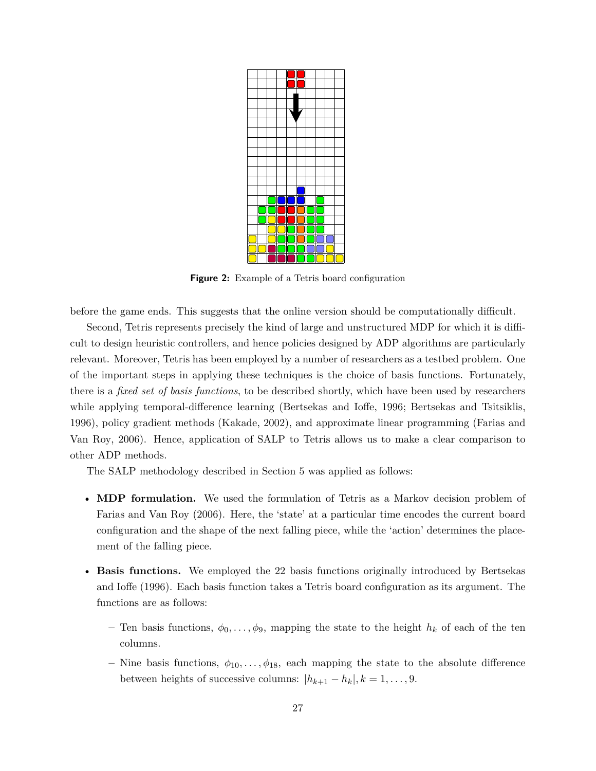**Figure 2:** Example of a Tetris board configuration

before the game ends. This suggests that the online version should be computationally difficult.

Second, Tetris represents precisely the kind of large and unstructured MDP for which it is difficult to design heuristic controllers, and hence policies designed by ADP algorithms are particularly relevant. Moreover, Tetris has been employed by a number of researchers as a testbed problem. One of the important steps in applying these techniques is the choice of basis functions. Fortunately, there is a *fixed set of basis functions*, to be described shortly, which have been used by researchers while applying temporal-difference learning (Bertsekas and Ioffe, 1996; Bertsekas and Tsitsiklis, 1996), policy gradient methods (Kakade, 2002), and approximate linear programming (Farias and Van Roy, 2006). Hence, application of SALP to Tetris allows us to make a clear comparison to other ADP methods.

The SALP methodology described in Section 5 was applied as follows:

- **MDP formulation.** We used the formulation of Tetris as a Markov decision problem of Farias and Van Roy (2006). Here, the 'state' at a particular time encodes the current board configuration and the shape of the next falling piece, while the 'action' determines the placement of the falling piece.

- **Basis functions.** We employed the 22 basis functions originally introduced by Bertsekas and Ioffe (1996). Each basis function takes a Tetris board configuration as its argument. The functions are as follows:

  – Ten basis functions, $\phi_0, \ldots, \phi_9$, mapping the state to the height $h_k$ of each of the ten columns.

  – Nine basis functions, $\phi_{10}, \ldots, \phi_{18}$, each mapping the state to the absolute difference between heights of successive columns: $|h_{k+1} - h_k|, k = 1, \ldots, 9$.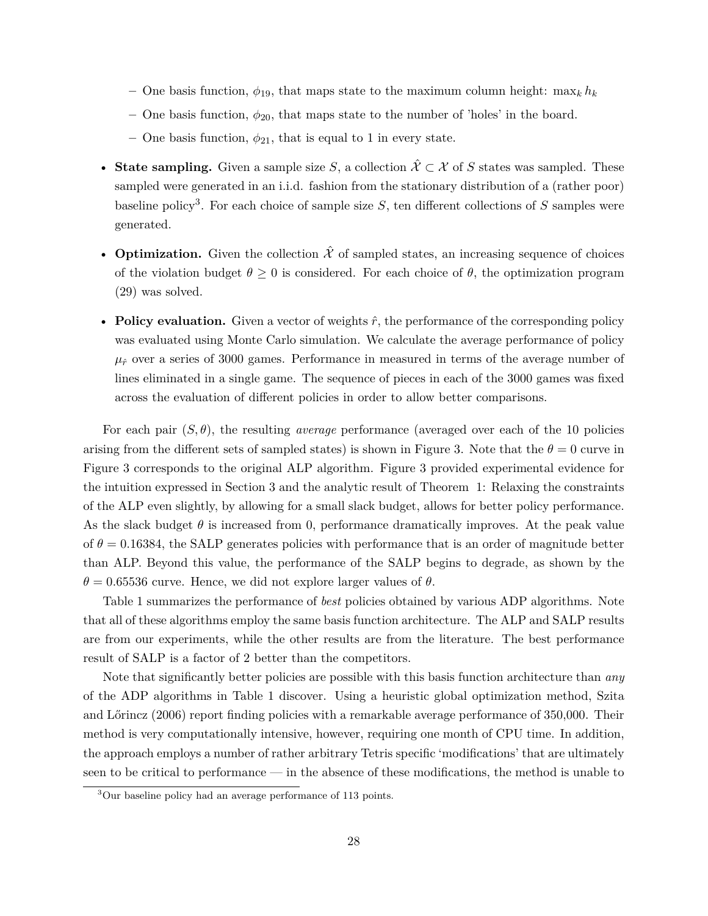- One basis function, $\phi_{19}$, that maps state to the maximum column height: $\max_k h_k$
  - One basis function, $\phi_{20}$, that maps state to the number of 'holes' in the board.
  - One basis function, $\phi_{21}$, that is equal to 1 in every state.

- **State sampling.** Given a sample size $S$, a collection $\hat{\mathcal{X}} \subset \mathcal{X}$ of $S$ states was sampled. These sampled were generated in an i.i.d. fashion from the stationary distribution of a (rather poor) baseline policy[3]. For each choice of sample size $S$, ten different collections of $S$ samples were generated.

- **Optimization.** Given the collection $\hat{\mathcal{X}}$ of sampled states, an increasing sequence of choices of the violation budget $\theta \geq 0$ is considered. For each choice of $\theta$, the optimization program (29) was solved.

- **Policy evaluation.** Given a vector of weights $\hat{r}$, the performance of the corresponding policy was evaluated using Monte Carlo simulation. We calculate the average performance of policy $\mu_{\hat{r}}$ over a series of 3000 games. Performance in measured in terms of the average number of lines eliminated in a single game. The sequence of pieces in each of the 3000 games was fixed across the evaluation of different policies in order to allow better comparisons.

For each pair $(S, \theta)$, the resulting *average* performance (averaged over each of the 10 policies arising from the different sets of sampled states) is shown in Figure 3. Note that the $\theta = 0$ curve in Figure 3 corresponds to the original ALP algorithm. Figure 3 provided experimental evidence for the intuition expressed in Section 3 and the analytic result of Theorem 1: Relaxing the constraints of the ALP even slightly, by allowing for a small slack budget, allows for better policy performance. As the slack budget $\theta$ is increased from 0, performance dramatically improves. At the peak value of $\theta = 0.16384$, the SALP generates policies with performance that is an order of magnitude better than ALP. Beyond this value, the performance of the SALP begins to degrade, as shown by the $\theta = 0.65536$ curve. Hence, we did not explore larger values of $\theta$.

Table 1 summarizes the performance of *best* policies obtained by various ADP algorithms. Note that all of these algorithms employ the same basis function architecture. The ALP and SALP results are from our experiments, while the other results are from the literature. The best performance result of SALP is a factor of 2 better than the competitors.

Note that significantly better policies are possible with this basis function architecture than *any* of the ADP algorithms in Table 1 discover. Using a heuristic global optimization method, Szita and Lőrincz (2006) report finding policies with a remarkable average performance of 350,000. Their method is very computationally intensive, however, requiring one month of CPU time. In addition, the approach employs a number of rather arbitrary Tetris specific 'modifications' that are ultimately seen to be critical to performance — in the absence of these modifications, the method is unable to

[3]Our baseline policy had an average performance of 113 points.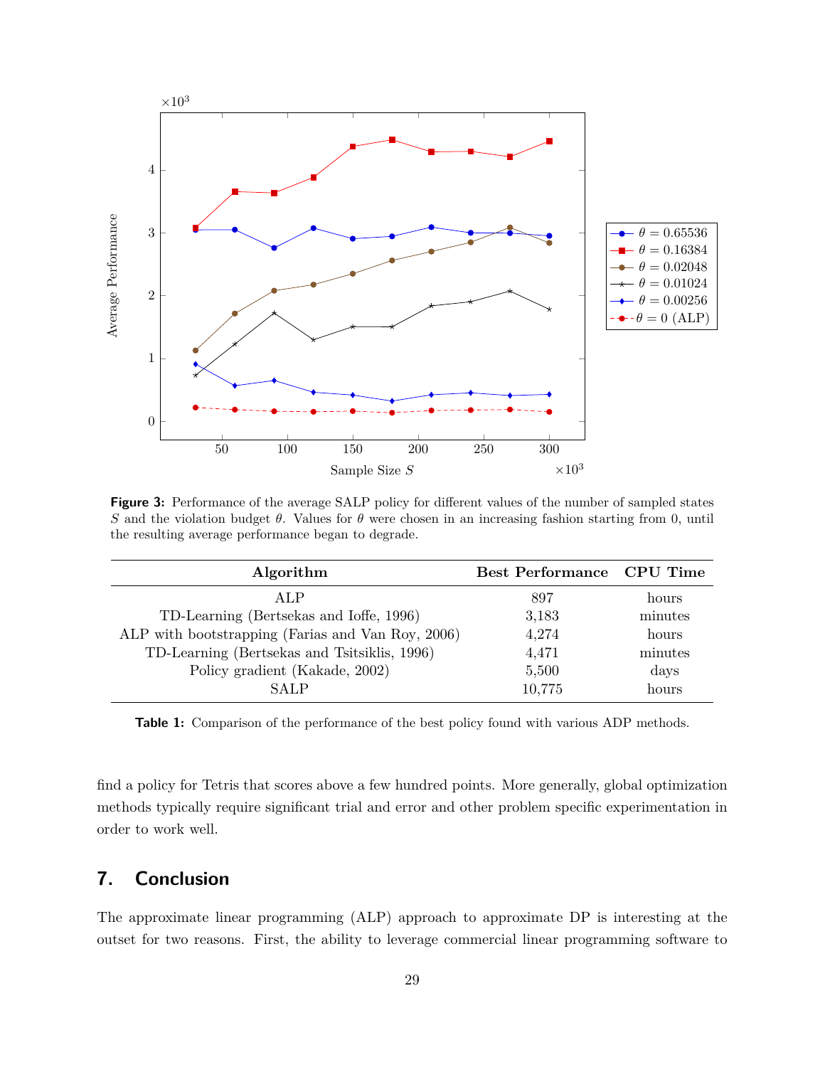**Figure 3:** Performance of the average SALP policy for different values of the number of sampled states $S$ and the violation budget $\theta$. Values for $\theta$ were chosen in an increasing fashion starting from 0, until the resulting average performance began to degrade.

| Algorithm | Best Performance | CPU Time |
|---|---|---|
| ALP | 897 | hours |
| TD-Learning (Bertsekas and Ioffe, 1996) | 3,183 | minutes |
| ALP with bootstrapping (Farias and Van Roy, 2006) | 4,274 | hours |
| TD-Learning (Bertsekas and Tsitsiklis, 1996) | 4,471 | minutes |
| Policy gradient (Kakade, 2002) | 5,500 | days |
| SALP | 10,775 | hours |

**Table 1:** Comparison of the performance of the best policy found with various ADP methods.

find a policy for Tetris that scores above a few hundred points. More generally, global optimization methods typically require significant trial and error and other problem specific experimentation in order to work well.

## 7. Conclusion

The approximate linear programming (ALP) approach to approximate DP is interesting at the outset for two reasons. First, the ability to leverage commercial linear programming software to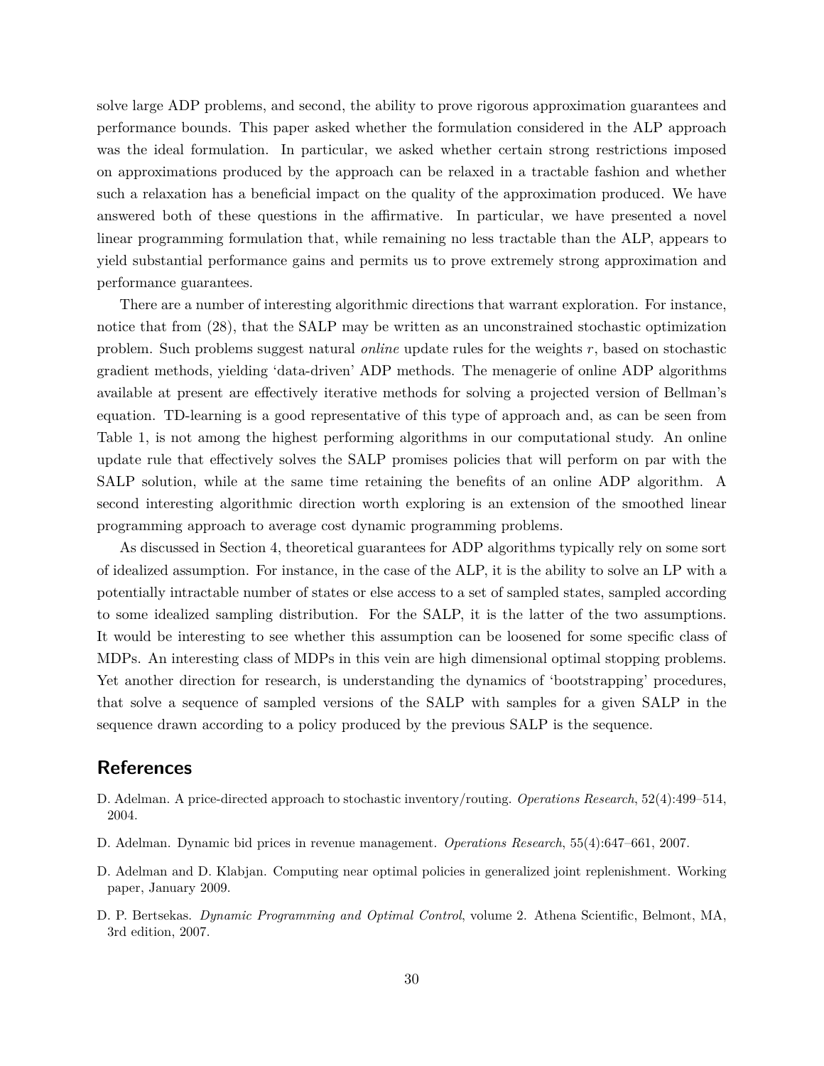solve large ADP problems, and second, the ability to prove rigorous approximation guarantees and performance bounds. This paper asked whether the formulation considered in the ALP approach was the ideal formulation. In particular, we asked whether certain strong restrictions imposed on approximations produced by the approach can be relaxed in a tractable fashion and whether such a relaxation has a beneficial impact on the quality of the approximation produced. We have answered both of these questions in the affirmative. In particular, we have presented a novel linear programming formulation that, while remaining no less tractable than the ALP, appears to yield substantial performance gains and permits us to prove extremely strong approximation and performance guarantees.

There are a number of interesting algorithmic directions that warrant exploration. For instance, notice that from (28), that the SALP may be written as an unconstrained stochastic optimization problem. Such problems suggest natural *online* update rules for the weights $r$, based on stochastic gradient methods, yielding 'data-driven' ADP methods. The menagerie of online ADP algorithms available at present are effectively iterative methods for solving a projected version of Bellman's equation. TD-learning is a good representative of this type of approach and, as can be seen from Table 1, is not among the highest performing algorithms in our computational study. An online update rule that effectively solves the SALP promises policies that will perform on par with the SALP solution, while at the same time retaining the benefits of an online ADP algorithm. A second interesting algorithmic direction worth exploring is an extension of the smoothed linear programming approach to average cost dynamic programming problems.

As discussed in Section 4, theoretical guarantees for ADP algorithms typically rely on some sort of idealized assumption. For instance, in the case of the ALP, it is the ability to solve an LP with a potentially intractable number of states or else access to a set of sampled states, sampled according to some idealized sampling distribution. For the SALP, it is the latter of the two assumptions. It would be interesting to see whether this assumption can be loosened for some specific class of MDPs. An interesting class of MDPs in this vein are high dimensional optimal stopping problems. Yet another direction for research, is understanding the dynamics of 'bootstrapping' procedures, that solve a sequence of sampled versions of the SALP with samples for a given SALP in the sequence drawn according to a policy produced by the previous SALP is the sequence.

## References

D. Adelman. A price-directed approach to stochastic inventory/routing. *Operations Research*, 52(4):499–514, 2004.

D. Adelman. Dynamic bid prices in revenue management. *Operations Research*, 55(4):647–661, 2007.

D. Adelman and D. Klabjan. Computing near optimal policies in generalized joint replenishment. Working paper, January 2009.

D. P. Bertsekas. *Dynamic Programming and Optimal Control*, volume 2. Athena Scientific, Belmont, MA, 3rd edition, 2007.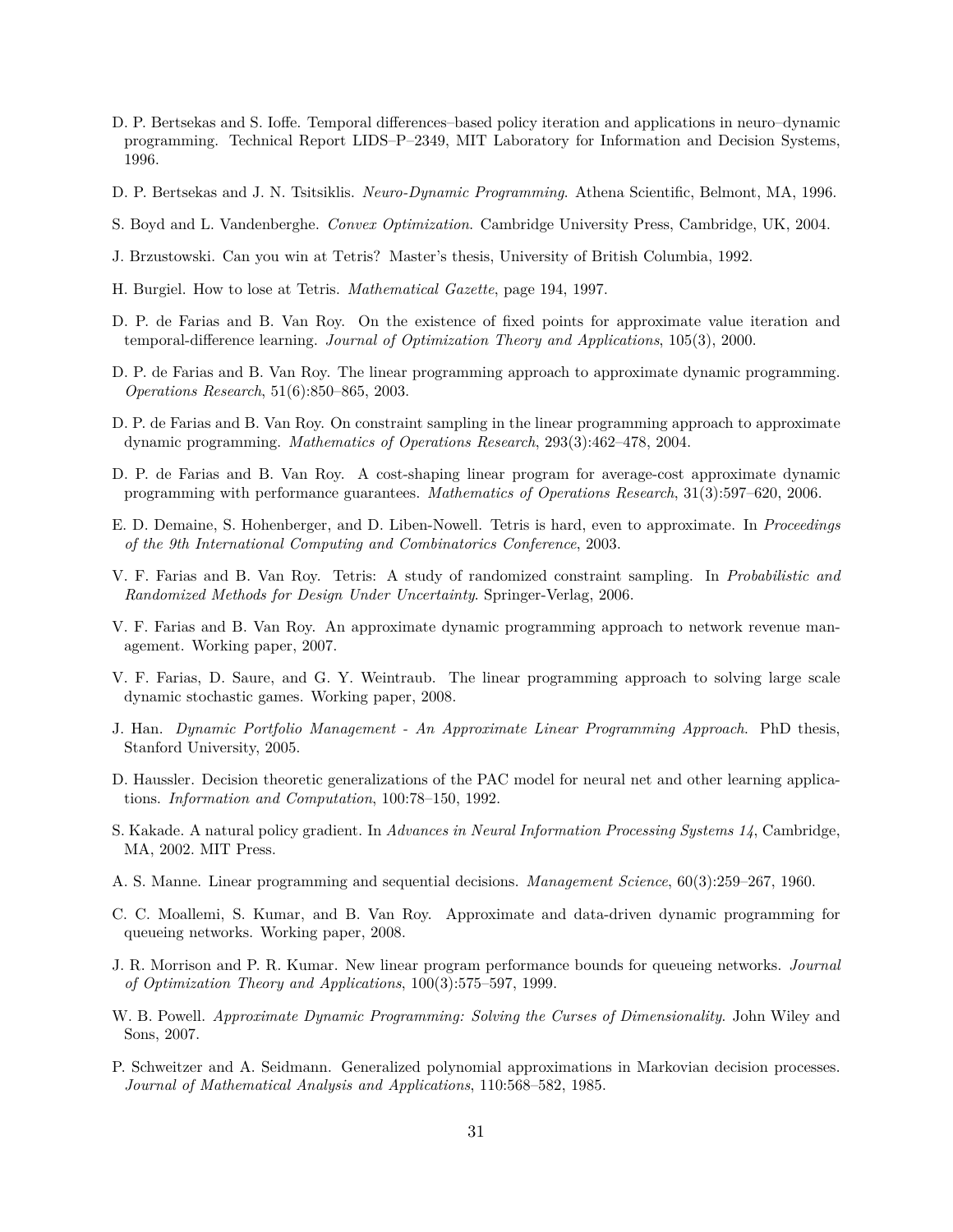D. P. Bertsekas and S. Ioffe. Temporal differences–based policy iteration and applications in neuro–dynamic programming. Technical Report LIDS–P–2349, MIT Laboratory for Information and Decision Systems, 1996.

D. P. Bertsekas and J. N. Tsitsiklis. *Neuro-Dynamic Programming*. Athena Scientific, Belmont, MA, 1996.

S. Boyd and L. Vandenberghe. *Convex Optimization*. Cambridge University Press, Cambridge, UK, 2004.

J. Brzustowski. Can you win at Tetris? Master's thesis, University of British Columbia, 1992.

H. Burgiel. How to lose at Tetris. *Mathematical Gazette*, page 194, 1997.

D. P. de Farias and B. Van Roy. On the existence of fixed points for approximate value iteration and temporal-difference learning. *Journal of Optimization Theory and Applications*, 105(3), 2000.

D. P. de Farias and B. Van Roy. The linear programming approach to approximate dynamic programming. *Operations Research*, 51(6):850–865, 2003.

D. P. de Farias and B. Van Roy. On constraint sampling in the linear programming approach to approximate dynamic programming. *Mathematics of Operations Research*, 293(3):462–478, 2004.

D. P. de Farias and B. Van Roy. A cost-shaping linear program for average-cost approximate dynamic programming with performance guarantees. *Mathematics of Operations Research*, 31(3):597–620, 2006.

E. D. Demaine, S. Hohenberger, and D. Liben-Nowell. Tetris is hard, even to approximate. In *Proceedings of the 9th International Computing and Combinatorics Conference*, 2003.

V. F. Farias and B. Van Roy. Tetris: A study of randomized constraint sampling. In *Probabilistic and Randomized Methods for Design Under Uncertainty*. Springer-Verlag, 2006.

V. F. Farias and B. Van Roy. An approximate dynamic programming approach to network revenue management. Working paper, 2007.

V. F. Farias, D. Saure, and G. Y. Weintraub. The linear programming approach to solving large scale dynamic stochastic games. Working paper, 2008.

J. Han. *Dynamic Portfolio Management - An Approximate Linear Programming Approach*. PhD thesis, Stanford University, 2005.

D. Haussler. Decision theoretic generalizations of the PAC model for neural net and other learning applications. *Information and Computation*, 100:78–150, 1992.

S. Kakade. A natural policy gradient. In *Advances in Neural Information Processing Systems 14*, Cambridge, MA, 2002. MIT Press.

A. S. Manne. Linear programming and sequential decisions. *Management Science*, 60(3):259–267, 1960.

C. C. Moallemi, S. Kumar, and B. Van Roy. Approximate and data-driven dynamic programming for queueing networks. Working paper, 2008.

J. R. Morrison and P. R. Kumar. New linear program performance bounds for queueing networks. *Journal of Optimization Theory and Applications*, 100(3):575–597, 1999.

W. B. Powell. *Approximate Dynamic Programming: Solving the Curses of Dimensionality*. John Wiley and Sons, 2007.

P. Schweitzer and A. Seidmann. Generalized polynomial approximations in Markovian decision processes. *Journal of Mathematical Analysis and Applications*, 110:568–582, 1985.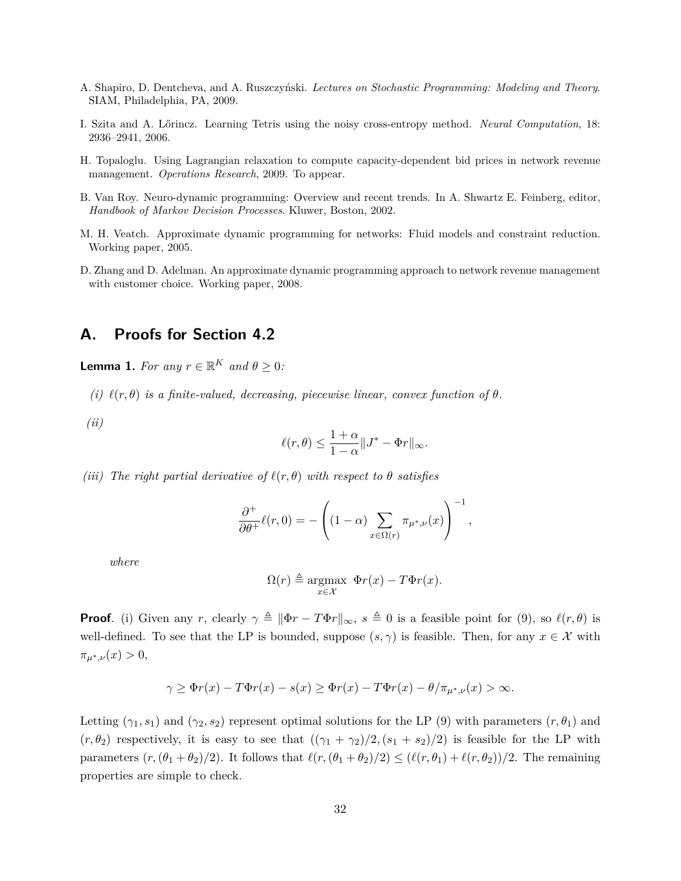A. Shapiro, D. Dentcheva, and A. Ruszczyński. *Lectures on Stochastic Programming: Modeling and Theory*. SIAM, Philadelphia, PA, 2009.

I. Szita and A. Lőrincz. Learning Tetris using the noisy cross-entropy method. *Neural Computation*, 18: 2936–2941, 2006.

H. Topaloglu. Using Lagrangian relaxation to compute capacity-dependent bid prices in network revenue management. *Operations Research*, 2009. To appear.

B. Van Roy. Neuro-dynamic programming: Overview and recent trends. In A. Shwartz E. Feinberg, editor, *Handbook of Markov Decision Processes*. Kluwer, Boston, 2002.

M. H. Veatch. Approximate dynamic programming for networks: Fluid models and constraint reduction. Working paper, 2005.

D. Zhang and D. Adelman. An approximate dynamic programming approach to network revenue management with customer choice. Working paper, 2008.

## A. Proofs for Section 4.2

**Lemma 1.** *For any $r \in \mathbb{R}^K$ and $\theta \geq 0$:*

*(i) $\ell(r, \theta)$ is a finite-valued, decreasing, piecewise linear, convex function of $\theta$.*

*(ii)*

$$\ell(r, \theta) \leq \frac{1+\alpha}{1-\alpha} \|J^* - \Phi r\|_\infty.$$

*(iii) The right partial derivative of $\ell(r, \theta)$ with respect to $\theta$ satisfies*

$$\frac{\partial^+}{\partial \theta^+} \ell(r, 0) = - \left( (1-\alpha) \sum_{x \in \Omega(r)} \pi_{\mu^*,\nu}(x) \right)^{-1},$$

*where*

$$\Omega(r) \triangleq \operatorname*{argmax}_{x \in \mathcal{X}} \ \Phi r(x) - T\Phi r(x).$$

**Proof**. (i) Given any $r$, clearly $\gamma \triangleq \|\Phi r - T\Phi r\|_\infty$, $s \triangleq 0$ is a feasible point for (9), so $\ell(r, \theta)$ is well-defined. To see that the LP is bounded, suppose $(s, \gamma)$ is feasible. Then, for any $x \in \mathcal{X}$ with $\pi_{\mu^*,\nu}(x) > 0$,

$$\gamma \geq \Phi r(x) - T\Phi r(x) - s(x) \geq \Phi r(x) - T\Phi r(x) - \theta/\pi_{\mu^*,\nu}(x) > \infty.$$

Letting $(\gamma_1, s_1)$ and $(\gamma_2, s_2)$ represent optimal solutions for the LP (9) with parameters $(r, \theta_1)$ and $(r, \theta_2)$ respectively, it is easy to see that $((\gamma_1 + \gamma_2)/2, (s_1 + s_2)/2)$ is feasible for the LP with parameters $(r, (\theta_1 + \theta_2)/2)$. It follows that $\ell(r, (\theta_1 + \theta_2)/2) \leq (\ell(r, \theta_1) + \ell(r, \theta_2))/2$. The remaining properties are simple to check.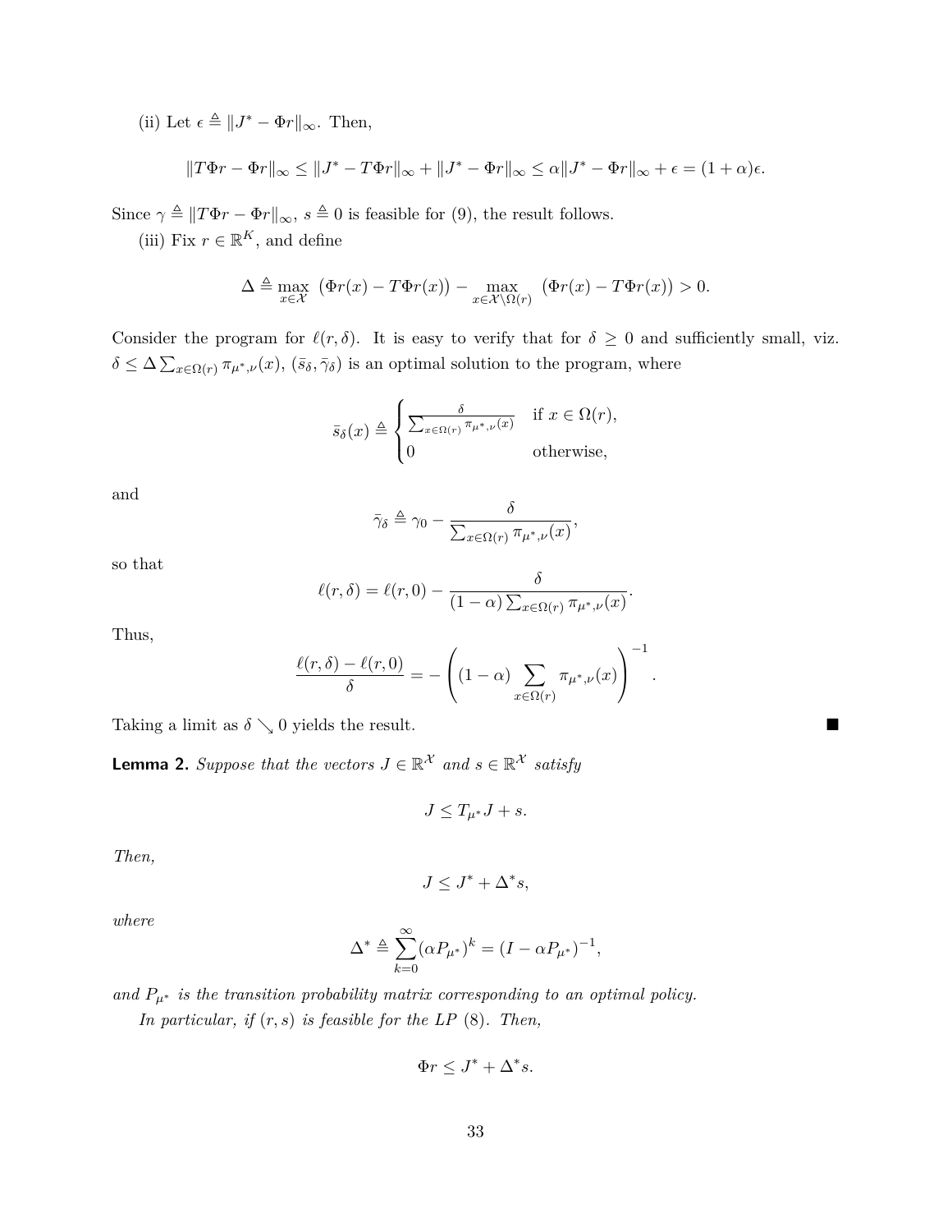(ii) Let $\epsilon \triangleq \|J^* - \Phi r\|_\infty$. Then,

$$\|T\Phi r - \Phi r\|_\infty \leq \|J^* - T\Phi r\|_\infty + \|J^* - \Phi r\|_\infty \leq \alpha \|J^* - \Phi r\|_\infty + \epsilon = (1+\alpha)\epsilon.$$

Since $\gamma \triangleq \|T\Phi r - \Phi r\|_\infty$, $s \triangleq 0$ is feasible for (9), the result follows.

(iii) Fix $r \in \mathbb{R}^K$, and define

$$\Delta \triangleq \max_{x \in \mathcal{X}} \ (\Phi r(x) - T\Phi r(x)) - \max_{x \in \mathcal{X} \setminus \Omega(r)} \ (\Phi r(x) - T\Phi r(x)) > 0.$$

Consider the program for $\ell(r, \delta)$. It is easy to verify that for $\delta \geq 0$ and sufficiently small, viz. $\delta \leq \Delta \sum_{x \in \Omega(r)} \pi_{\mu^*,\nu}(x)$, $(\bar{s}_\delta, \bar{\gamma}_\delta)$ is an optimal solution to the program, where

$$\bar{s}_\delta(x) \triangleq \begin{cases} \frac{\delta}{\sum_{x \in \Omega(r)} \pi_{\mu^*,\nu}(x)} & \text{if } x \in \Omega(r), \\ 0 & \text{otherwise,} \end{cases}$$

and

$$\bar{\gamma}_\delta \triangleq \gamma_0 - \frac{\delta}{\sum_{x \in \Omega(r)} \pi_{\mu^*,\nu}(x)},$$

so that

$$\ell(r, \delta) = \ell(r, 0) - \frac{\delta}{(1-\alpha) \sum_{x \in \Omega(r)} \pi_{\mu^*,\nu}(x)}.$$

Thus,

$$\frac{\ell(r,\delta) - \ell(r,0)}{\delta} = -\left( (1-\alpha) \sum_{x \in \Omega(r)} \pi_{\mu^*,\nu}(x) \right)^{-1}.$$

Taking a limit as $\delta \searrow 0$ yields the result. ∎

**Lemma 2.** *Suppose that the vectors $J \in \mathbb{R}^{\mathcal{X}}$ and $s \in \mathbb{R}^{\mathcal{X}}$ satisfy*

$$J \leq T_{\mu^*} J + s.$$

*Then,*

$$J \leq J^* + \Delta^* s,$$

*where*

$$\Delta^* \triangleq \sum_{k=0}^{\infty} (\alpha P_{\mu^*})^k = (I - \alpha P_{\mu^*})^{-1},$$

*and $P_{\mu^*}$ is the transition probability matrix corresponding to an optimal policy.*

*In particular, if $(r, s)$ is feasible for the LP (8). Then,*

$$\Phi r \leq J^* + \Delta^* s.$$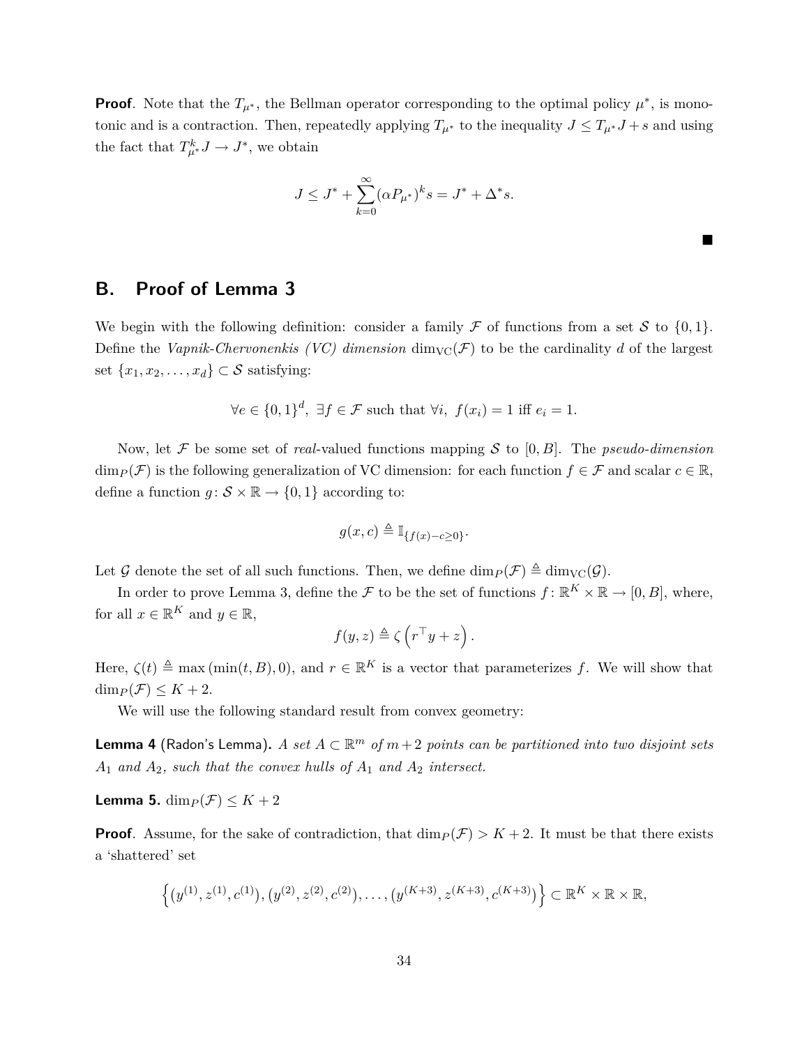**Proof**. Note that the $T_{\mu^*}$, the Bellman operator corresponding to the optimal policy $\mu^*$, is monotonic and is a contraction. Then, repeatedly applying $T_{\mu^*}$ to the inequality $J \leq T_{\mu^*} J + s$ and using the fact that $T_{\mu^*}^k J \to J^*$, we obtain

$$J \leq J^* + \sum_{k=0}^{\infty} (\alpha P_{\mu^*})^k s = J^* + \Delta^* s.$$

■

## B. Proof of Lemma 3

We begin with the following definition: consider a family $\mathcal{F}$ of functions from a set $\mathcal{S}$ to $\{0, 1\}$. Define the *Vapnik-Chervonenkis (VC) dimension* $\dim_{\mathrm{VC}}(\mathcal{F})$ to be the cardinality $d$ of the largest set $\{x_1, x_2, \ldots, x_d\} \subset \mathcal{S}$ satisfying:

$$\forall e \in \{0,1\}^d, \ \exists f \in \mathcal{F} \text{ such that } \forall i, \ f(x_i) = 1 \text{ iff } e_i = 1.$$

Now, let $\mathcal{F}$ be some set of *real*-valued functions mapping $\mathcal{S}$ to $[0, B]$. The *pseudo-dimension* $\dim_P(\mathcal{F})$ is the following generalization of VC dimension: for each function $f \in \mathcal{F}$ and scalar $c \in \mathbb{R}$, define a function $g \colon \mathcal{S} \times \mathbb{R} \to \{0, 1\}$ according to:

$$g(x, c) \triangleq \mathbb{I}_{\{f(x) - c \geq 0\}}.$$

Let $\mathcal{G}$ denote the set of all such functions. Then, we define $\dim_P(\mathcal{F}) \triangleq \dim_{\mathrm{VC}}(\mathcal{G})$.

In order to prove Lemma 3, define the $\mathcal{F}$ to be the set of functions $f \colon \mathbb{R}^K \times \mathbb{R} \to [0, B]$, where, for all $x \in \mathbb{R}^K$ and $y \in \mathbb{R}$,

$$f(y, z) \triangleq \zeta\left(r^\top y + z\right).$$

Here, $\zeta(t) \triangleq \max\left(\min(t, B), 0\right)$, and $r \in \mathbb{R}^K$ is a vector that parameterizes $f$. We will show that $\dim_P(\mathcal{F}) \leq K + 2$.

We will use the following standard result from convex geometry:

**Lemma 4** (Radon's Lemma)**.** *A set $A \subset \mathbb{R}^m$ of $m+2$ points can be partitioned into two disjoint sets $A_1$ and $A_2$, such that the convex hulls of $A_1$ and $A_2$ intersect.*

**Lemma 5.** $\dim_P(\mathcal{F}) \leq K + 2$

**Proof**. Assume, for the sake of contradiction, that $\dim_P(\mathcal{F}) > K + 2$. It must be that there exists a 'shattered' set

$$\left\{ \left(y^{(1)}, z^{(1)}, c^{(1)}\right), \left(y^{(2)}, z^{(2)}, c^{(2)}\right), \ldots, \left(y^{(K+3)}, z^{(K+3)}, c^{(K+3)}\right) \right\} \subset \mathbb{R}^K \times \mathbb{R} \times \mathbb{R},$$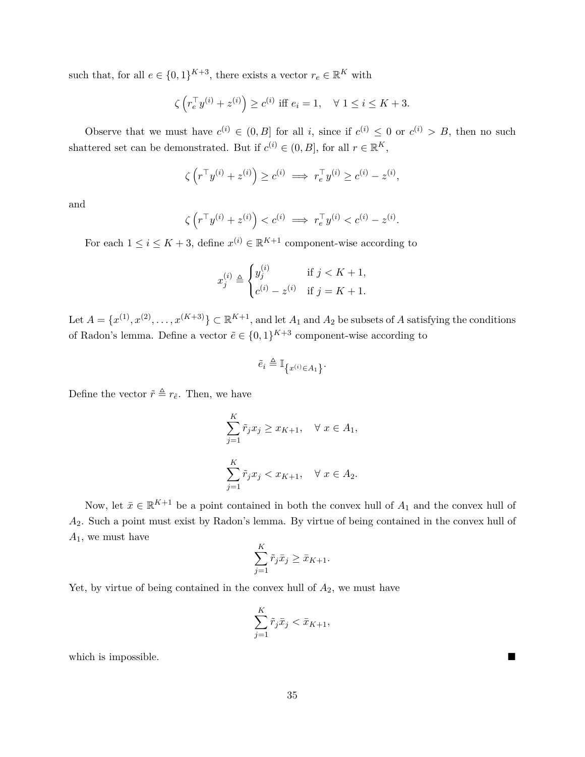such that, for all $e \in \{0,1\}^{K+3}$, there exists a vector $r_e \in \mathbb{R}^K$ with

$$\zeta\left(r_e^\top y^{(i)} + z^{(i)}\right) \geq c^{(i)} \text{ iff } e_i = 1, \quad \forall\, 1 \leq i \leq K+3.$$

Observe that we must have $c^{(i)} \in (0, B]$ for all $i$, since if $c^{(i)} \leq 0$ or $c^{(i)} > B$, then no such shattered set can be demonstrated. But if $c^{(i)} \in (0, B]$, for all $r \in \mathbb{R}^K$,

$$\zeta\left(r^\top y^{(i)} + z^{(i)}\right) \geq c^{(i)} \implies r_e^\top y^{(i)} \geq c^{(i)} - z^{(i)},$$

and

$$\zeta\left(r^\top y^{(i)} + z^{(i)}\right) < c^{(i)} \implies r_e^\top y^{(i)} < c^{(i)} - z^{(i)}.$$

For each $1 \leq i \leq K+3$, define $x^{(i)} \in \mathbb{R}^{K+1}$ component-wise according to

$$x_j^{(i)} \triangleq \begin{cases} y_j^{(i)} & \text{if } j < K+1, \\ c^{(i)} - z^{(i)} & \text{if } j = K+1. \end{cases}$$

Let $A = \{x^{(1)}, x^{(2)}, \ldots, x^{(K+3)}\} \subset \mathbb{R}^{K+1}$, and let $A_1$ and $A_2$ be subsets of $A$ satisfying the conditions of Radon's lemma. Define a vector $\tilde{e} \in \{0,1\}^{K+3}$ component-wise according to

$$\tilde{e}_i \triangleq \mathbb{I}_{\left\{x^{(i)} \in A_1\right\}}.$$

Define the vector $\tilde{r} \triangleq r_{\tilde{e}}$. Then, we have

$$\sum_{j=1}^{K} \tilde{r}_j x_j \geq x_{K+1}, \quad \forall\, x \in A_1,$$

$$\sum_{j=1}^{K} \tilde{r}_j x_j < x_{K+1}, \quad \forall\, x \in A_2.$$

Now, let $\bar{x} \in \mathbb{R}^{K+1}$ be a point contained in both the convex hull of $A_1$ and the convex hull of $A_2$. Such a point must exist by Radon's lemma. By virtue of being contained in the convex hull of $A_1$, we must have

$$\sum_{j=1}^{K} \tilde{r}_j \bar{x}_j \geq \bar{x}_{K+1}.$$

Yet, by virtue of being contained in the convex hull of $A_2$, we must have

$$\sum_{j=1}^{K} \tilde{r}_j \bar{x}_j < \bar{x}_{K+1},$$

which is impossible. ■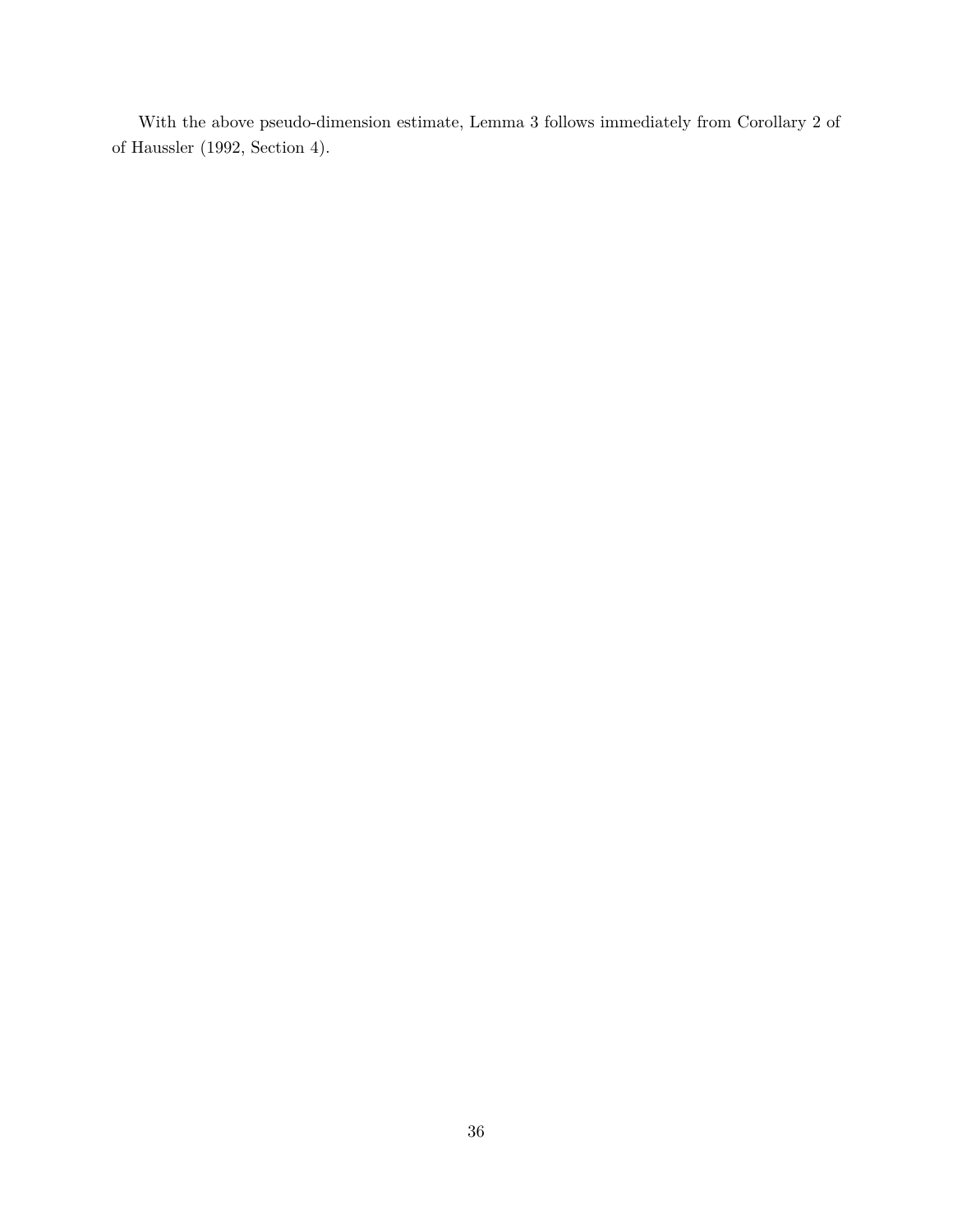With the above pseudo-dimension estimate, Lemma 3 follows immediately from Corollary 2 of of Haussler (1992, Section 4).